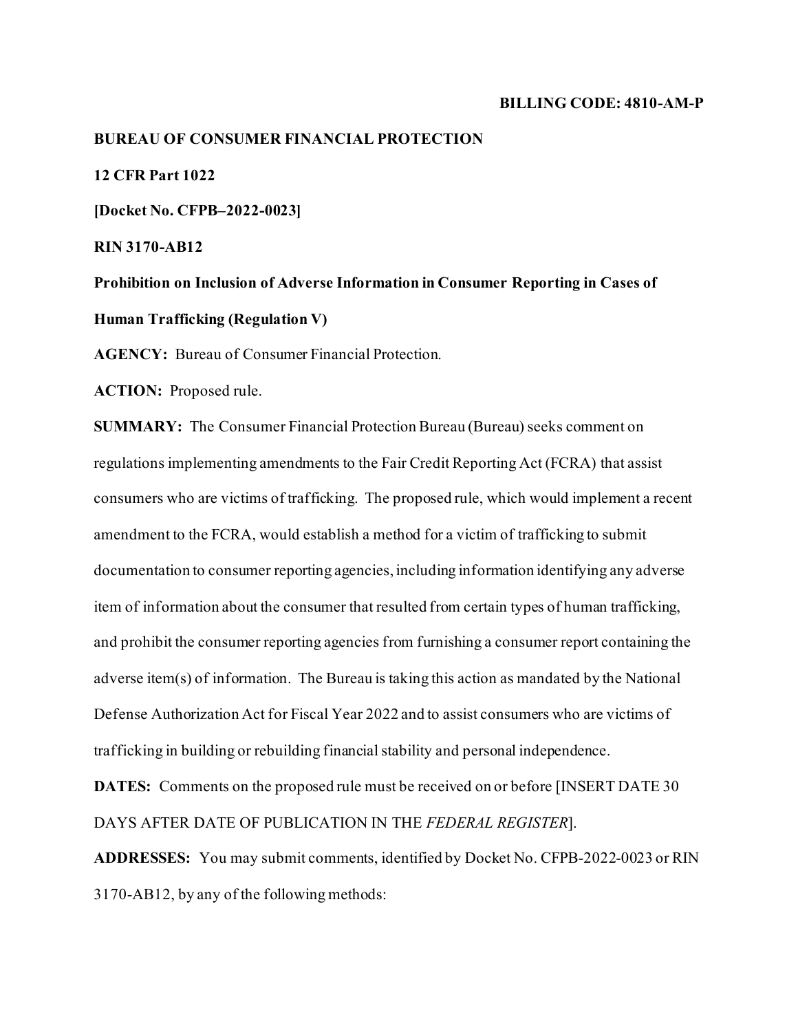**BILLING CODE: 4810-AM-P**

**BUREAU OF CONSUMER FINANCIAL PROTECTION**

**12 CFR Part 1022**

**[Docket No. CFPB–2022-0023]**

**RIN 3170-AB12**

**Prohibition on Inclusion of Adverse Information in Consumer Reporting in Cases of Human Trafficking (Regulation V)**

**AGENCY:** Bureau of Consumer Financial Protection.

**ACTION:** Proposed rule.

**SUMMARY:** The Consumer Financial Protection Bureau (Bureau) seeks comment on regulations implementing amendments to the Fair Credit Reporting Act (FCRA) that assist consumers who are victims of trafficking. The proposed rule, which would implement a recent amendment to the FCRA, would establish a method for a victim of trafficking to submit documentation to consumer reporting agencies, including information identifying any adverse item of information about the consumer that resulted from certain types of human trafficking, and prohibit the consumer reporting agencies from furnishing a consumer report containing the adverse item(s) of information. The Bureau is taking this action as mandated by the National Defense Authorization Act for Fiscal Year 2022 and to assist consumers who are victims of trafficking in building or rebuilding financial stability and personal independence.

**DATES:** Comments on the proposed rule must be received on or before [INSERT DATE 30 DAYS AFTER DATE OF PUBLICATION IN THE *FEDERAL REGISTER*].

**ADDRESSES:** You may submit comments, identified by Docket No. CFPB-2022-0023 or RIN 3170-AB12, by any of the following methods: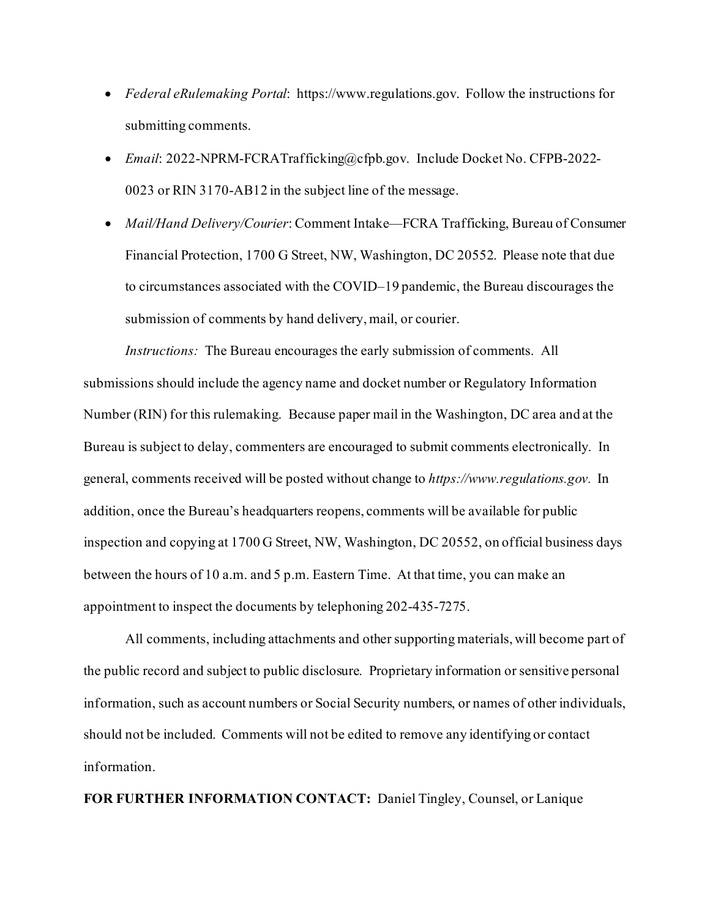- *Federal eRulemaking Portal*: https://www.regulations.gov. Follow the instructions for submitting comments.
- *Email*: 2022-NPRM-FCRATrafficking@cfpb.gov. Include Docket No. CFPB-2022-0023 or RIN 3170-AB12 in the subject line of the message.
- *Mail/Hand Delivery/Courier*: Comment Intake—FCRA Trafficking, Bureau of Consumer Financial Protection, 1700 G Street, NW, Washington, DC 20552. Please note that due to circumstances associated with the COVID–19 pandemic, the Bureau discourages the submission of comments by hand delivery, mail, or courier.

*Instructions:* The Bureau encourages the early submission of comments. All submissions should include the agency name and docket number or Regulatory Information Number (RIN) for this rulemaking. Because paper mail in the Washington, DC area and at the Bureau is subject to delay, commenters are encouraged to submit comments electronically. In general, comments received will be posted without change to *https://www.regulations.gov*. In addition, once the Bureau's headquarters reopens, comments will be available for public inspection and copying at 1700 G Street, NW, Washington, DC 20552, on official business days between the hours of 10 a.m. and 5 p.m. Eastern Time. At that time, you can make an appointment to inspect the documents by telephoning 202-435-7275.

All comments, including attachments and other supporting materials, will become part of the public record and subject to public disclosure. Proprietary information or sensitive personal information, such as account numbers or Social Security numbers, or names of other individuals, should not be included. Comments will not be edited to remove any identifying or contact information.

**FOR FURTHER INFORMATION CONTACT:** Daniel Tingley, Counsel, or Lanique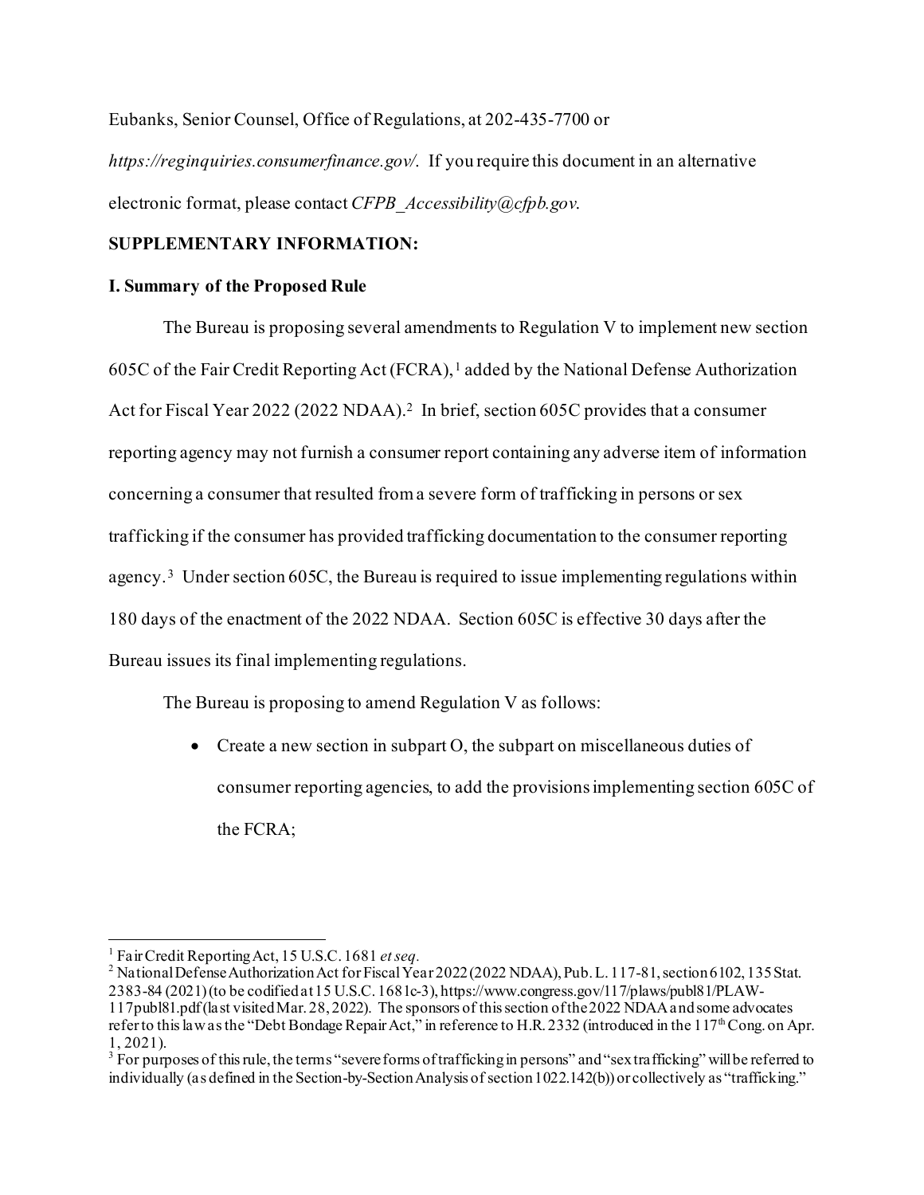Eubanks, Senior Counsel, Office of Regulations, at 202-435-7700 or *https://reginquiries.consumerfinance.gov/*. If you require this document in an alternative electronic format, please contact *CFPB_Accessibility@cfpb.gov*.

**SUPPLEMENTARY INFORMATION:**

**I. Summary of the Proposed Rule**

The Bureau is proposing several amendments to Regulation V to implement new section 605C of the Fair Credit Reporting Act (FCRA),[1] added by the National Defense Authorization Act for Fiscal Year 2022 (2022 NDAA).[2] In brief, section 605C provides that a consumer reporting agency may not furnish a consumer report containing any adverse item of information concerning a consumer that resulted from a severe form of trafficking in persons or sex trafficking if the consumer has provided trafficking documentation to the consumer reporting agency.[3] Under section 605C, the Bureau is required to issue implementing regulations within 180 days of the enactment of the 2022 NDAA. Section 605C is effective 30 days after the Bureau issues its final implementing regulations.

The Bureau is proposing to amend Regulation V as follows:

- Create a new section in subpart O, the subpart on miscellaneous duties of consumer reporting agencies, to add the provisions implementing section 605C of the FCRA;

---

[1] Fair Credit Reporting Act, 15 U.S.C. 1681 *et seq.*

[2] National Defense Authorization Act for Fiscal Year 2022 (2022 NDAA), Pub. L. 117-81, section 6102, 135 Stat. 2383-84 (2021) (to be codified at 15 U.S.C. 1681c-3), https://www.congress.gov/117/plaws/publ81/PLAW-117publ81.pdf (last visited Mar. 28, 2022). The sponsors of this section of the 2022 NDAA and some advocates refer to this law as the "Debt Bondage Repair Act," in reference to H.R. 2332 (introduced in the 117th Cong. on Apr. 1, 2021).

[3] For purposes of this rule, the terms "severe forms of trafficking in persons" and "sex trafficking" will be referred to individually (as defined in the Section-by-Section Analysis of section 1022.142(b)) or collectively as "trafficking."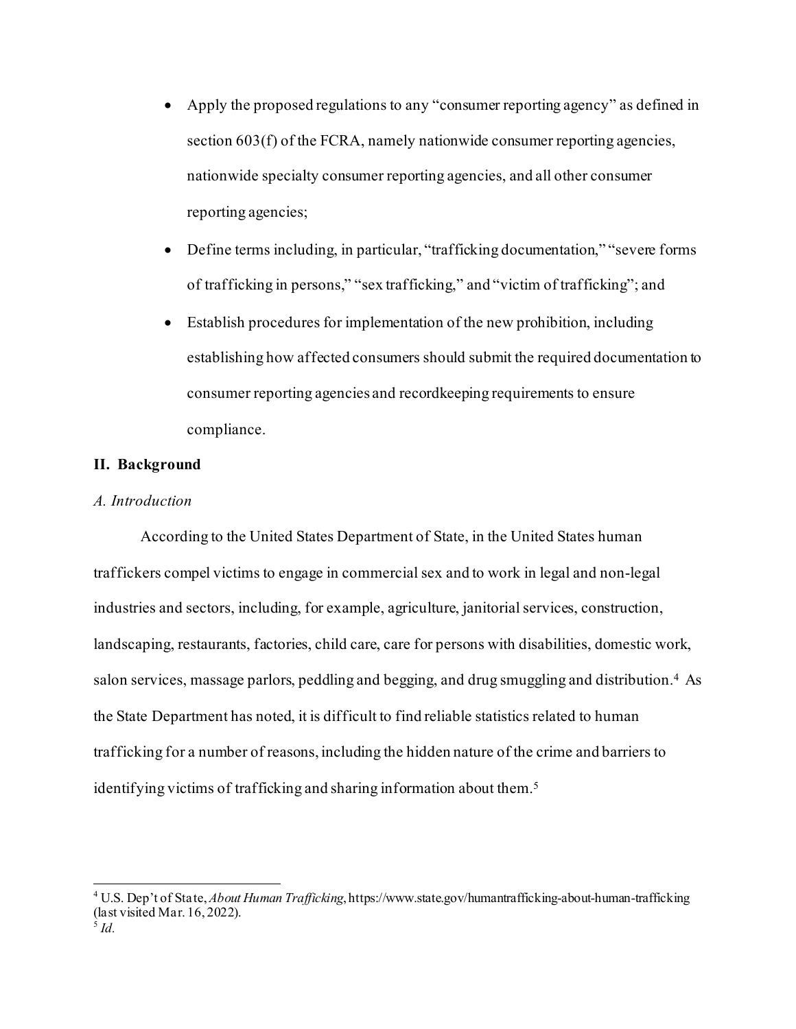- Apply the proposed regulations to any "consumer reporting agency" as defined in section 603(f) of the FCRA, namely nationwide consumer reporting agencies, nationwide specialty consumer reporting agencies, and all other consumer reporting agencies;
- Define terms including, in particular, "trafficking documentation," "severe forms of trafficking in persons," "sex trafficking," and "victim of trafficking"; and
- Establish procedures for implementation of the new prohibition, including establishing how affected consumers should submit the required documentation to consumer reporting agencies and recordkeeping requirements to ensure compliance.

## II. Background

### *A. Introduction*

According to the United States Department of State, in the United States human traffickers compel victims to engage in commercial sex and to work in legal and non-legal industries and sectors, including, for example, agriculture, janitorial services, construction, landscaping, restaurants, factories, child care, care for persons with disabilities, domestic work, salon services, massage parlors, peddling and begging, and drug smuggling and distribution.[4] As the State Department has noted, it is difficult to find reliable statistics related to human trafficking for a number of reasons, including the hidden nature of the crime and barriers to identifying victims of trafficking and sharing information about them.[5]

---

[4] U.S. Dep't of State, *About Human Trafficking*, https://www.state.gov/humantrafficking-about-human-trafficking (last visited Mar. 16, 2022).

[5] *Id.*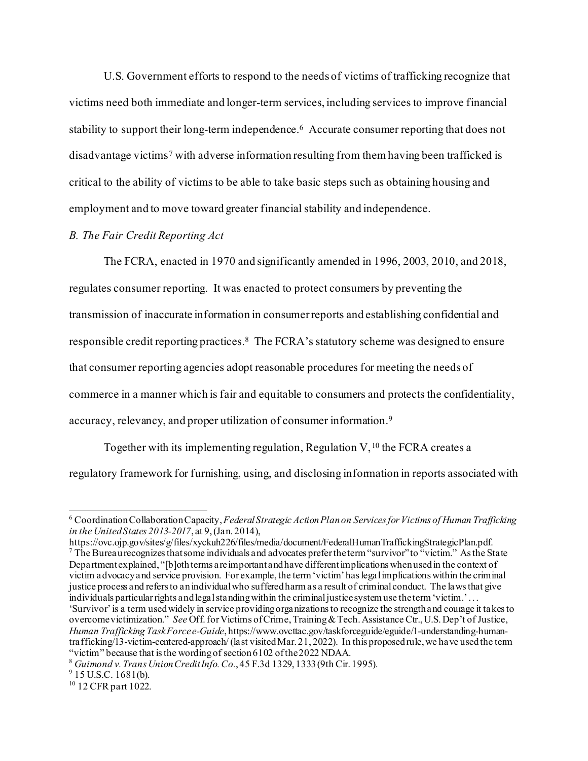U.S. Government efforts to respond to the needs of victims of trafficking recognize that victims need both immediate and longer-term services, including services to improve financial stability to support their long-term independence.[6] Accurate consumer reporting that does not disadvantage victims[7] with adverse information resulting from them having been trafficked is critical to the ability of victims to be able to take basic steps such as obtaining housing and employment and to move toward greater financial stability and independence.

*B. The Fair Credit Reporting Act*

The FCRA, enacted in 1970 and significantly amended in 1996, 2003, 2010, and 2018, regulates consumer reporting. It was enacted to protect consumers by preventing the transmission of inaccurate information in consumer reports and establishing confidential and responsible credit reporting practices.[8] The FCRA's statutory scheme was designed to ensure that consumer reporting agencies adopt reasonable procedures for meeting the needs of commerce in a manner which is fair and equitable to consumers and protects the confidentiality, accuracy, relevancy, and proper utilization of consumer information.[9]

Together with its implementing regulation, Regulation V,[10] the FCRA creates a regulatory framework for furnishing, using, and disclosing information in reports associated with

---

[6] Coordination Collaboration Capacity, *Federal Strategic Action Plan on Services for Victims of Human Trafficking in the United States 2013-2017*, at 9, (Jan. 2014), https://ovc.ojp.gov/sites/g/files/xyckuh226/files/media/document/FederalHumanTraffickingStrategicPlan.pdf.

[7] The Bureau recognizes that some individuals and advocates prefer the term "survivor" to "victim." As the State Department explained, "[b]oth terms are important and have different implications when used in the context of victim advocacy and service provision. For example, the term 'victim' has legal implications within the criminal justice process and refers to an individual who suffered harm as a result of criminal conduct. The laws that give individuals particular rights and legal standing within the criminal justice system use the term 'victim.' . . . 'Survivor' is a term used widely in service providing organizations to recognize the strength and courage it takes to overcome victimization." *See* Off. for Victims of Crime, Training & Tech. Assistance Ctr., U.S. Dep't of Justice, *Human Trafficking Task Force e-Guide*, https://www.ovcttac.gov/taskforceguide/eguide/1-understanding-human-trafficking/13-victim-centered-approach/ (last visited Mar. 21, 2022). In this proposed rule, we have used the term "victim" because that is the wording of section 6102 of the 2022 NDAA.

[8] *Guimond v. Trans Union Credit Info. Co.*, 45 F.3d 1329, 1333 (9th Cir. 1995).

[9] 15 U.S.C. 1681(b).

[10] 12 CFR part 1022.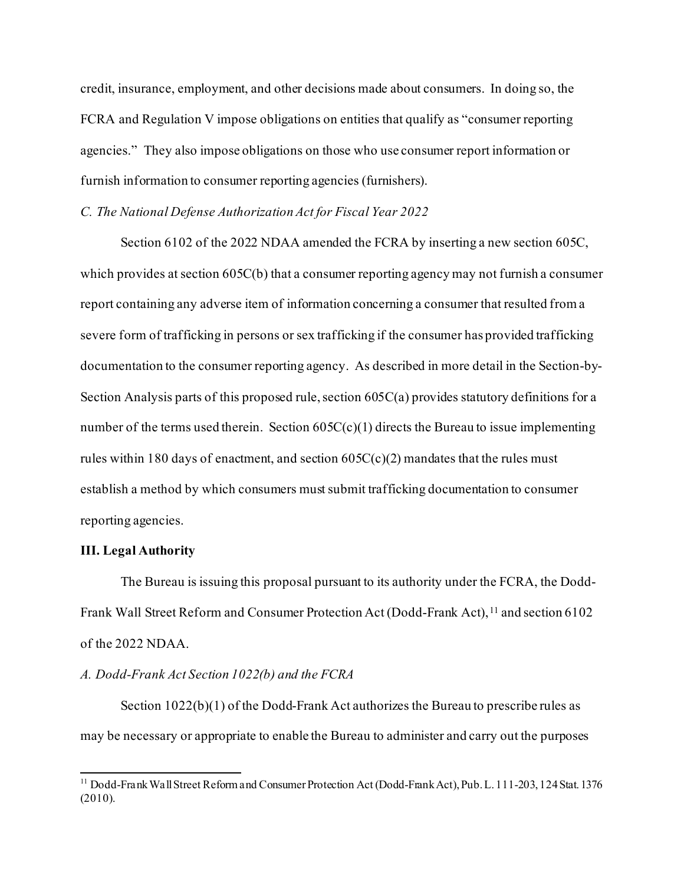credit, insurance, employment, and other decisions made about consumers. In doing so, the FCRA and Regulation V impose obligations on entities that qualify as "consumer reporting agencies." They also impose obligations on those who use consumer report information or furnish information to consumer reporting agencies (furnishers).

*C. The National Defense Authorization Act for Fiscal Year 2022*

Section 6102 of the 2022 NDAA amended the FCRA by inserting a new section 605C, which provides at section 605C(b) that a consumer reporting agency may not furnish a consumer report containing any adverse item of information concerning a consumer that resulted from a severe form of trafficking in persons or sex trafficking if the consumer has provided trafficking documentation to the consumer reporting agency. As described in more detail in the Section-by-Section Analysis parts of this proposed rule, section 605C(a) provides statutory definitions for a number of the terms used therein. Section 605C(c)(1) directs the Bureau to issue implementing rules within 180 days of enactment, and section 605C(c)(2) mandates that the rules must establish a method by which consumers must submit trafficking documentation to consumer reporting agencies.

**III. Legal Authority**

The Bureau is issuing this proposal pursuant to its authority under the FCRA, the Dodd-Frank Wall Street Reform and Consumer Protection Act (Dodd-Frank Act),[11] and section 6102 of the 2022 NDAA.

*A. Dodd-Frank Act Section 1022(b) and the FCRA*

Section 1022(b)(1) of the Dodd-Frank Act authorizes the Bureau to prescribe rules as may be necessary or appropriate to enable the Bureau to administer and carry out the purposes

[11] Dodd-Frank Wall Street Reform and Consumer Protection Act (Dodd-Frank Act), Pub. L. 111-203, 124 Stat. 1376 (2010).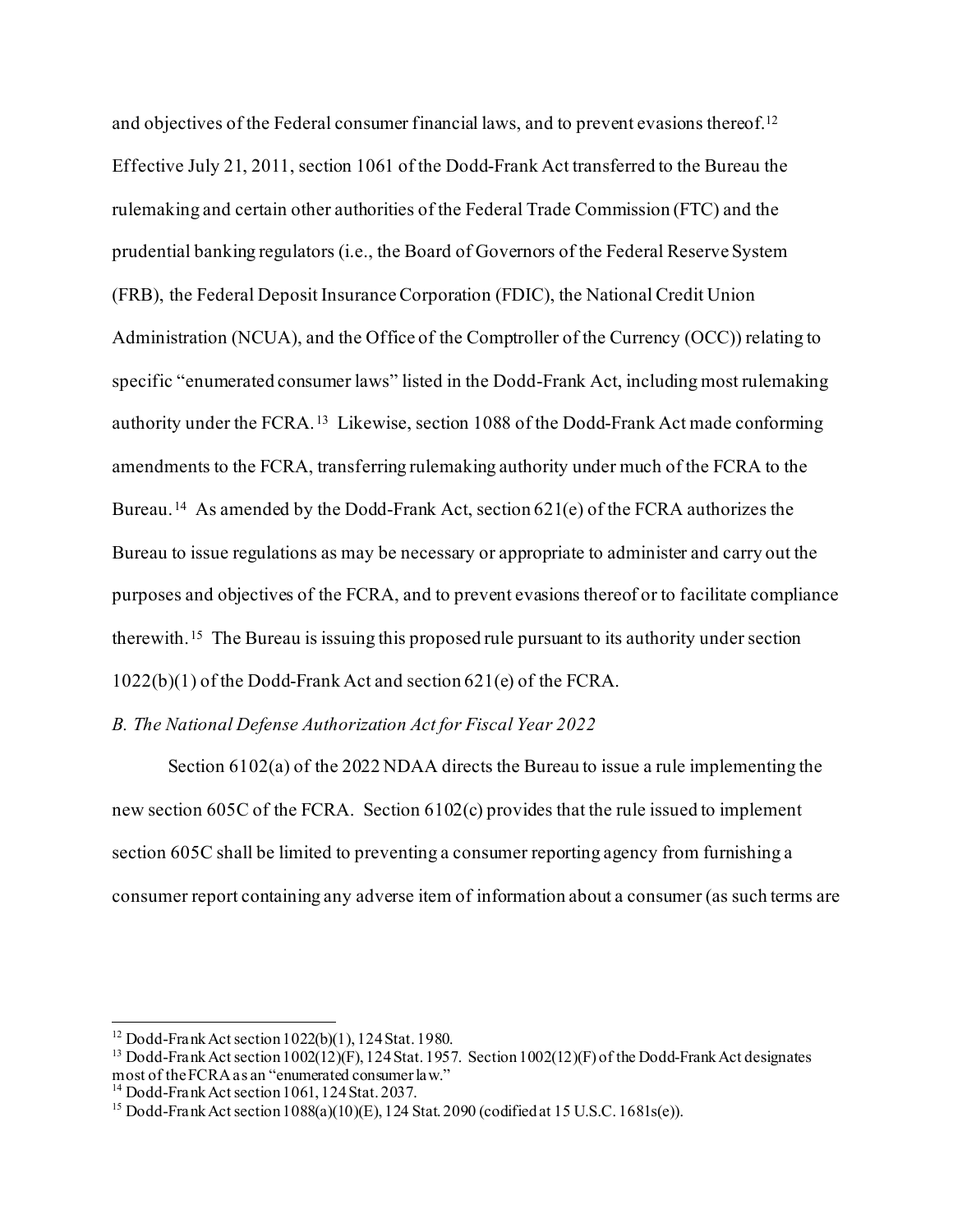and objectives of the Federal consumer financial laws, and to prevent evasions thereof.[12] Effective July 21, 2011, section 1061 of the Dodd-Frank Act transferred to the Bureau the rulemaking and certain other authorities of the Federal Trade Commission (FTC) and the prudential banking regulators (i.e., the Board of Governors of the Federal Reserve System (FRB), the Federal Deposit Insurance Corporation (FDIC), the National Credit Union Administration (NCUA), and the Office of the Comptroller of the Currency (OCC)) relating to specific "enumerated consumer laws" listed in the Dodd-Frank Act, including most rulemaking authority under the FCRA.[13] Likewise, section 1088 of the Dodd-Frank Act made conforming amendments to the FCRA, transferring rulemaking authority under much of the FCRA to the Bureau.[14] As amended by the Dodd-Frank Act, section 621(e) of the FCRA authorizes the Bureau to issue regulations as may be necessary or appropriate to administer and carry out the purposes and objectives of the FCRA, and to prevent evasions thereof or to facilitate compliance therewith.[15] The Bureau is issuing this proposed rule pursuant to its authority under section 1022(b)(1) of the Dodd-Frank Act and section 621(e) of the FCRA.

*B. The National Defense Authorization Act for Fiscal Year 2022*

Section 6102(a) of the 2022 NDAA directs the Bureau to issue a rule implementing the new section 605C of the FCRA. Section 6102(c) provides that the rule issued to implement section 605C shall be limited to preventing a consumer reporting agency from furnishing a consumer report containing any adverse item of information about a consumer (as such terms are

---

[12] Dodd-Frank Act section 1022(b)(1), 124 Stat. 1980.

[13] Dodd-Frank Act section 1002(12)(F), 124 Stat. 1957. Section 1002(12)(F) of the Dodd-Frank Act designates most of the FCRA as an "enumerated consumer law."

[14] Dodd-Frank Act section 1061, 124 Stat. 2037.

[15] Dodd-Frank Act section 1088(a)(10)(E), 124 Stat. 2090 (codified at 15 U.S.C. 1681s(e)).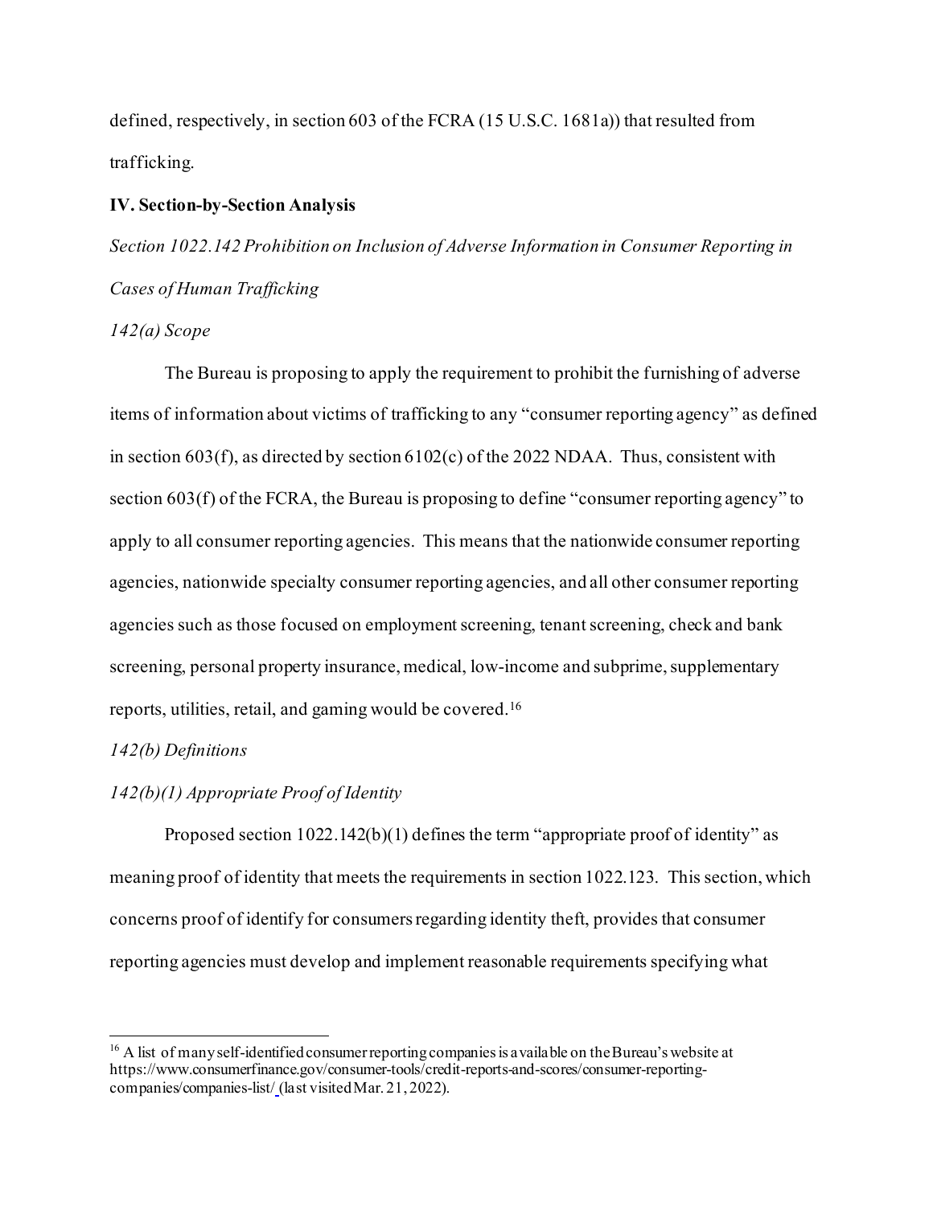defined, respectively, in section 603 of the FCRA (15 U.S.C. 1681a)) that resulted from trafficking.

**IV. Section-by-Section Analysis**

*Section 1022.142 Prohibition on Inclusion of Adverse Information in Consumer Reporting in Cases of Human Trafficking*

*142(a) Scope*

The Bureau is proposing to apply the requirement to prohibit the furnishing of adverse items of information about victims of trafficking to any "consumer reporting agency" as defined in section 603(f), as directed by section 6102(c) of the 2022 NDAA. Thus, consistent with section 603(f) of the FCRA, the Bureau is proposing to define "consumer reporting agency" to apply to all consumer reporting agencies. This means that the nationwide consumer reporting agencies, nationwide specialty consumer reporting agencies, and all other consumer reporting agencies such as those focused on employment screening, tenant screening, check and bank screening, personal property insurance, medical, low-income and subprime, supplementary reports, utilities, retail, and gaming would be covered.[16]

*142(b) Definitions*

*142(b)(1) Appropriate Proof of Identity*

Proposed section 1022.142(b)(1) defines the term "appropriate proof of identity" as meaning proof of identity that meets the requirements in section 1022.123. This section, which concerns proof of identify for consumers regarding identity theft, provides that consumer reporting agencies must develop and implement reasonable requirements specifying what

[16] A list of many self-identified consumer reporting companies is available on the Bureau's website at https://www.consumerfinance.gov/consumer-tools/credit-reports-and-scores/consumer-reporting-companies/companies-list/ (last visited Mar. 21, 2022).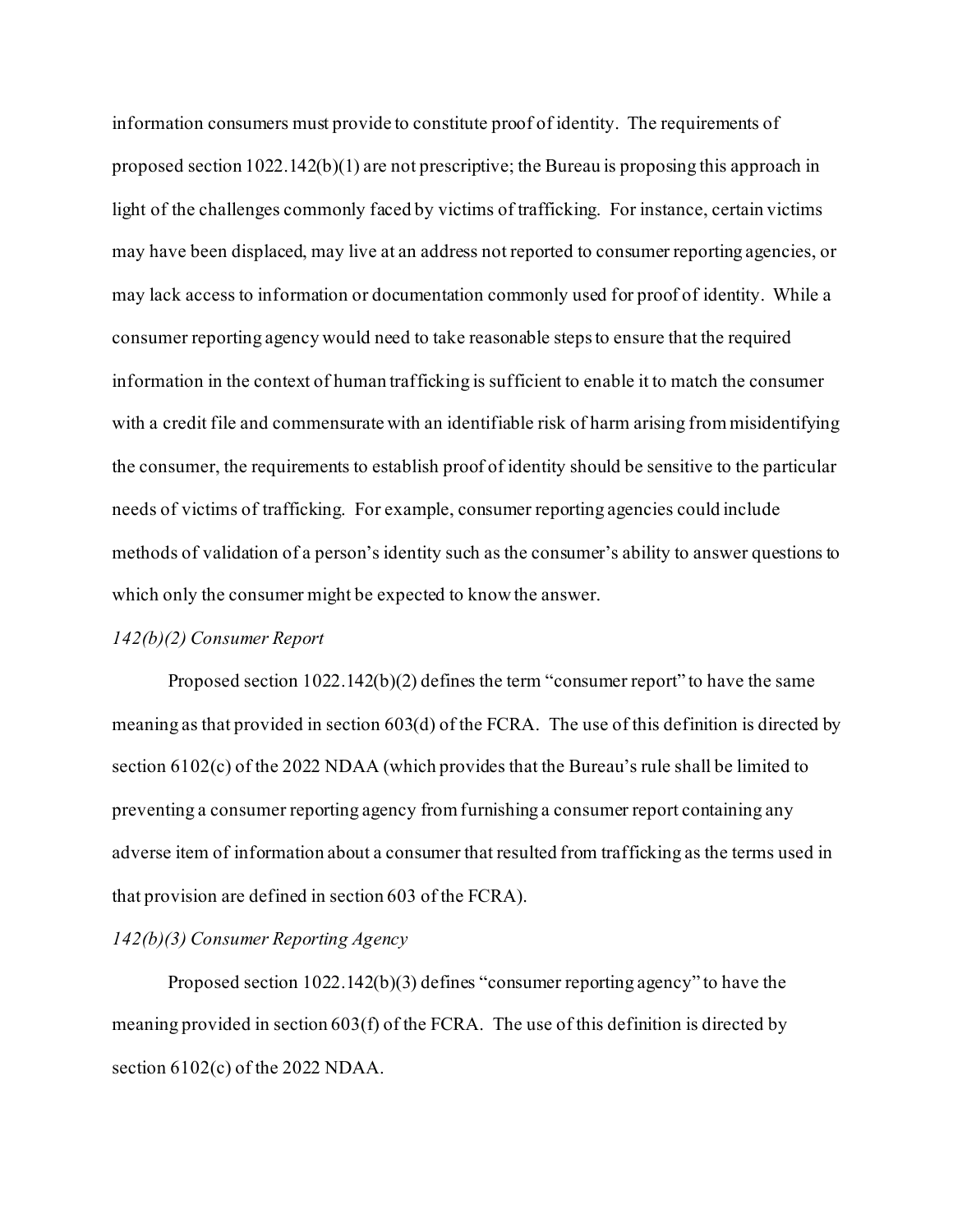information consumers must provide to constitute proof of identity. The requirements of proposed section 1022.142(b)(1) are not prescriptive; the Bureau is proposing this approach in light of the challenges commonly faced by victims of trafficking. For instance, certain victims may have been displaced, may live at an address not reported to consumer reporting agencies, or may lack access to information or documentation commonly used for proof of identity. While a consumer reporting agency would need to take reasonable steps to ensure that the required information in the context of human trafficking is sufficient to enable it to match the consumer with a credit file and commensurate with an identifiable risk of harm arising from misidentifying the consumer, the requirements to establish proof of identity should be sensitive to the particular needs of victims of trafficking. For example, consumer reporting agencies could include methods of validation of a person's identity such as the consumer's ability to answer questions to which only the consumer might be expected to know the answer.

*142(b)(2) Consumer Report*

Proposed section 1022.142(b)(2) defines the term "consumer report" to have the same meaning as that provided in section 603(d) of the FCRA. The use of this definition is directed by section 6102(c) of the 2022 NDAA (which provides that the Bureau's rule shall be limited to preventing a consumer reporting agency from furnishing a consumer report containing any adverse item of information about a consumer that resulted from trafficking as the terms used in that provision are defined in section 603 of the FCRA).

*142(b)(3) Consumer Reporting Agency*

Proposed section 1022.142(b)(3) defines "consumer reporting agency" to have the meaning provided in section 603(f) of the FCRA. The use of this definition is directed by section 6102(c) of the 2022 NDAA.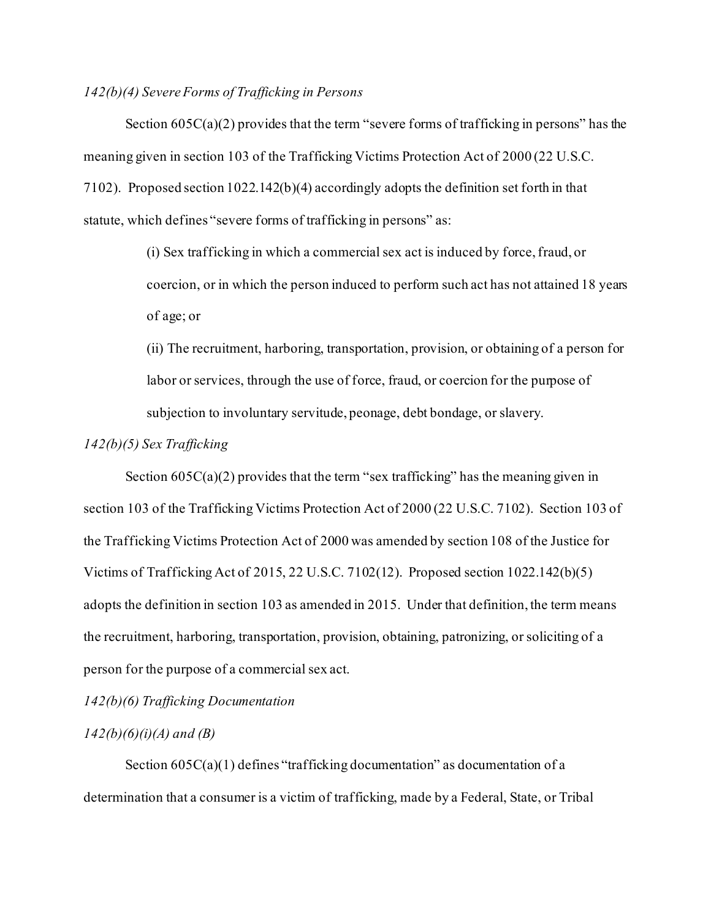*142(b)(4) Severe Forms of Trafficking in Persons*

Section 605C(a)(2) provides that the term "severe forms of trafficking in persons" has the meaning given in section 103 of the Trafficking Victims Protection Act of 2000 (22 U.S.C. 7102). Proposed section 1022.142(b)(4) accordingly adopts the definition set forth in that statute, which defines "severe forms of trafficking in persons" as:

> (i) Sex trafficking in which a commercial sex act is induced by force, fraud, or coercion, or in which the person induced to perform such act has not attained 18 years of age; or
>
> (ii) The recruitment, harboring, transportation, provision, or obtaining of a person for labor or services, through the use of force, fraud, or coercion for the purpose of subjection to involuntary servitude, peonage, debt bondage, or slavery.

*142(b)(5) Sex Trafficking*

Section 605C(a)(2) provides that the term "sex trafficking" has the meaning given in section 103 of the Trafficking Victims Protection Act of 2000 (22 U.S.C. 7102). Section 103 of the Trafficking Victims Protection Act of 2000 was amended by section 108 of the Justice for Victims of Trafficking Act of 2015, 22 U.S.C. 7102(12). Proposed section 1022.142(b)(5) adopts the definition in section 103 as amended in 2015. Under that definition, the term means the recruitment, harboring, transportation, provision, obtaining, patronizing, or soliciting of a person for the purpose of a commercial sex act.

*142(b)(6) Trafficking Documentation*

*142(b)(6)(i)(A) and (B)*

Section 605C(a)(1) defines "trafficking documentation" as documentation of a determination that a consumer is a victim of trafficking, made by a Federal, State, or Tribal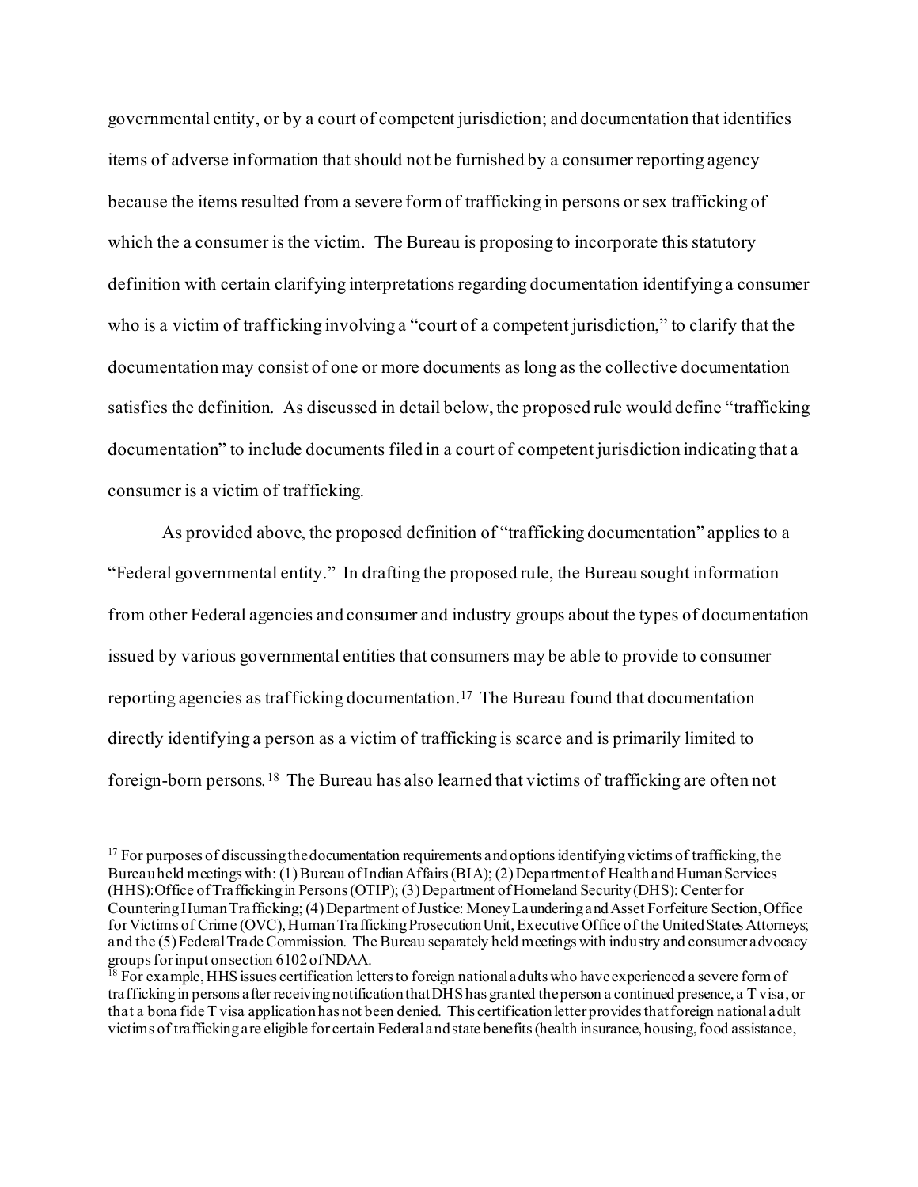governmental entity, or by a court of competent jurisdiction; and documentation that identifies items of adverse information that should not be furnished by a consumer reporting agency because the items resulted from a severe form of trafficking in persons or sex trafficking of which the a consumer is the victim. The Bureau is proposing to incorporate this statutory definition with certain clarifying interpretations regarding documentation identifying a consumer who is a victim of trafficking involving a "court of a competent jurisdiction," to clarify that the documentation may consist of one or more documents as long as the collective documentation satisfies the definition. As discussed in detail below, the proposed rule would define "trafficking documentation" to include documents filed in a court of competent jurisdiction indicating that a consumer is a victim of trafficking.

As provided above, the proposed definition of "trafficking documentation" applies to a "Federal governmental entity." In drafting the proposed rule, the Bureau sought information from other Federal agencies and consumer and industry groups about the types of documentation issued by various governmental entities that consumers may be able to provide to consumer reporting agencies as trafficking documentation.[17] The Bureau found that documentation directly identifying a person as a victim of trafficking is scarce and is primarily limited to foreign-born persons.[18] The Bureau has also learned that victims of trafficking are often not

[17] For purposes of discussing the documentation requirements and options identifying victims of trafficking, the Bureau held meetings with: (1) Bureau of Indian Affairs (BIA); (2) Department of Health and Human Services (HHS): Office of Trafficking in Persons (OTIP); (3) Department of Homeland Security (DHS): Center for Countering Human Trafficking; (4) Department of Justice: Money Laundering and Asset Forfeiture Section, Office for Victims of Crime (OVC), Human Trafficking Prosecution Unit, Executive Office of the United States Attorneys; and the (5) Federal Trade Commission. The Bureau separately held meetings with industry and consumer advocacy groups for input on section 6102 of NDAA.

[18] For example, HHS issues certification letters to foreign national adults who have experienced a severe form of trafficking in persons after receiving notification that DHS has granted the person a continued presence, a T visa, or that a bona fide T visa application has not been denied. This certification letter provides that foreign national adult victims of trafficking are eligible for certain Federal and state benefits (health insurance, housing, food assistance,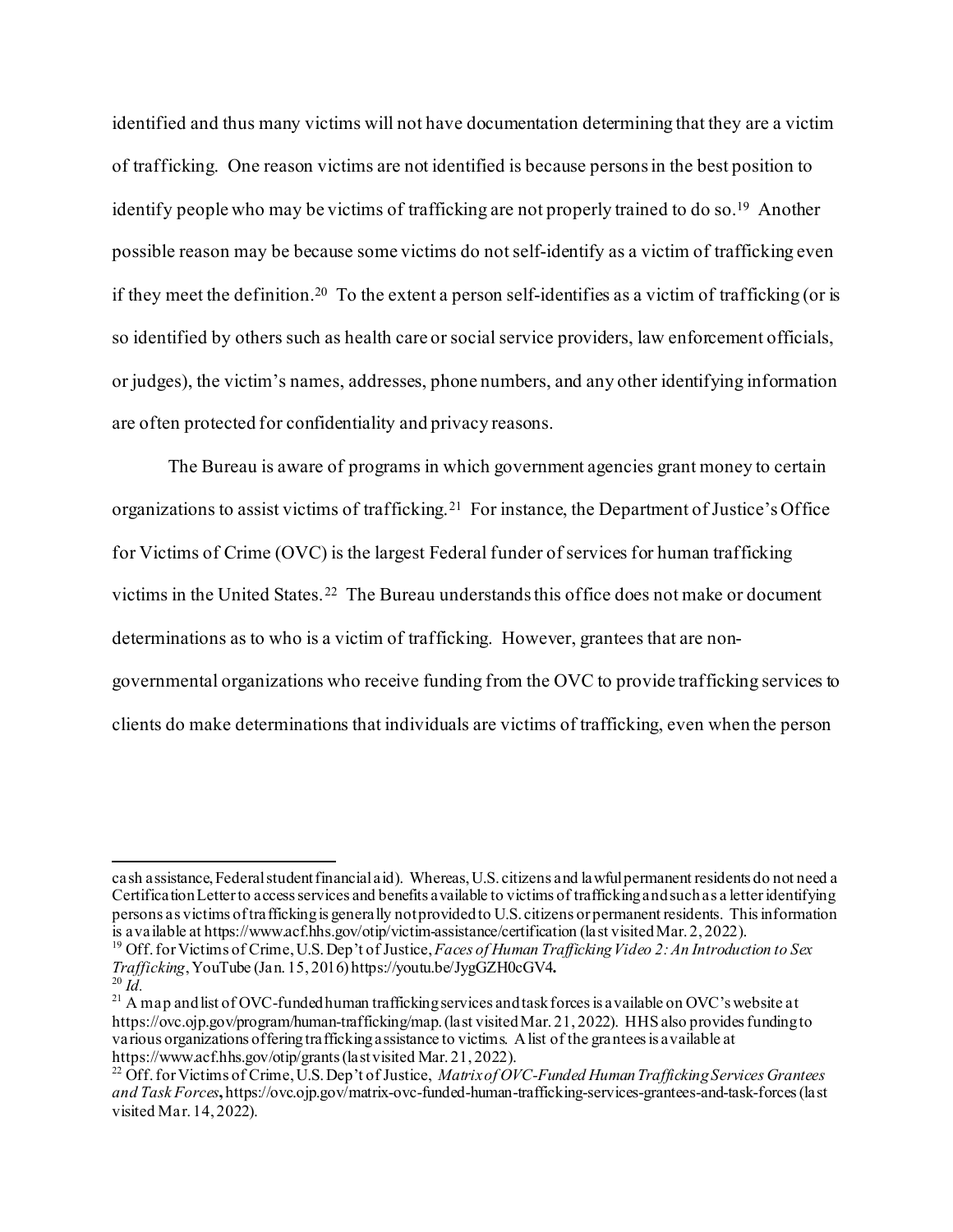identified and thus many victims will not have documentation determining that they are a victim of trafficking. One reason victims are not identified is because persons in the best position to identify people who may be victims of trafficking are not properly trained to do so.[19] Another possible reason may be because some victims do not self-identify as a victim of trafficking even if they meet the definition.[20] To the extent a person self-identifies as a victim of trafficking (or is so identified by others such as health care or social service providers, law enforcement officials, or judges), the victim's names, addresses, phone numbers, and any other identifying information are often protected for confidentiality and privacy reasons.

The Bureau is aware of programs in which government agencies grant money to certain organizations to assist victims of trafficking.[21] For instance, the Department of Justice's Office for Victims of Crime (OVC) is the largest Federal funder of services for human trafficking victims in the United States.[22] The Bureau understands this office does not make or document determinations as to who is a victim of trafficking. However, grantees that are non-governmental organizations who receive funding from the OVC to provide trafficking services to clients do make determinations that individuals are victims of trafficking, even when the person

---

cash assistance, Federal student financial aid). Whereas, U.S. citizens and lawful permanent residents do not need a Certification Letter to access services and benefits available to victims of trafficking and such as a letter identifying persons as victims of trafficking is generally not provided to U.S. citizens or permanent residents. This information is available at https://www.acf.hhs.gov/otip/victim-assistance/certification (last visited Mar. 2, 2022).

[19] Off. for Victims of Crime, U.S. Dep't of Justice, *Faces of Human Trafficking Video 2: An Introduction to Sex Trafficking*, YouTube (Jan. 15, 2016) https://youtu.be/JygGZH0cGV4**.**

[20] *Id.*

[21] A map and list of OVC-funded human trafficking services and task forces is available on OVC's website at https://ovc.ojp.gov/program/human-trafficking/map. (last visited Mar. 21, 2022). HHS also provides funding to various organizations offering trafficking assistance to victims. A list of the grantees is available at https://www.acf.hhs.gov/otip/grants (last visited Mar. 21, 2022).

[22] Off. for Victims of Crime, U.S. Dep't of Justice, *Matrix of OVC-Funded Human Trafficking Services Grantees and Task Forces***,** https://ovc.ojp.gov/matrix-ovc-funded-human-trafficking-services-grantees-and-task-forces (last visited Mar. 14, 2022).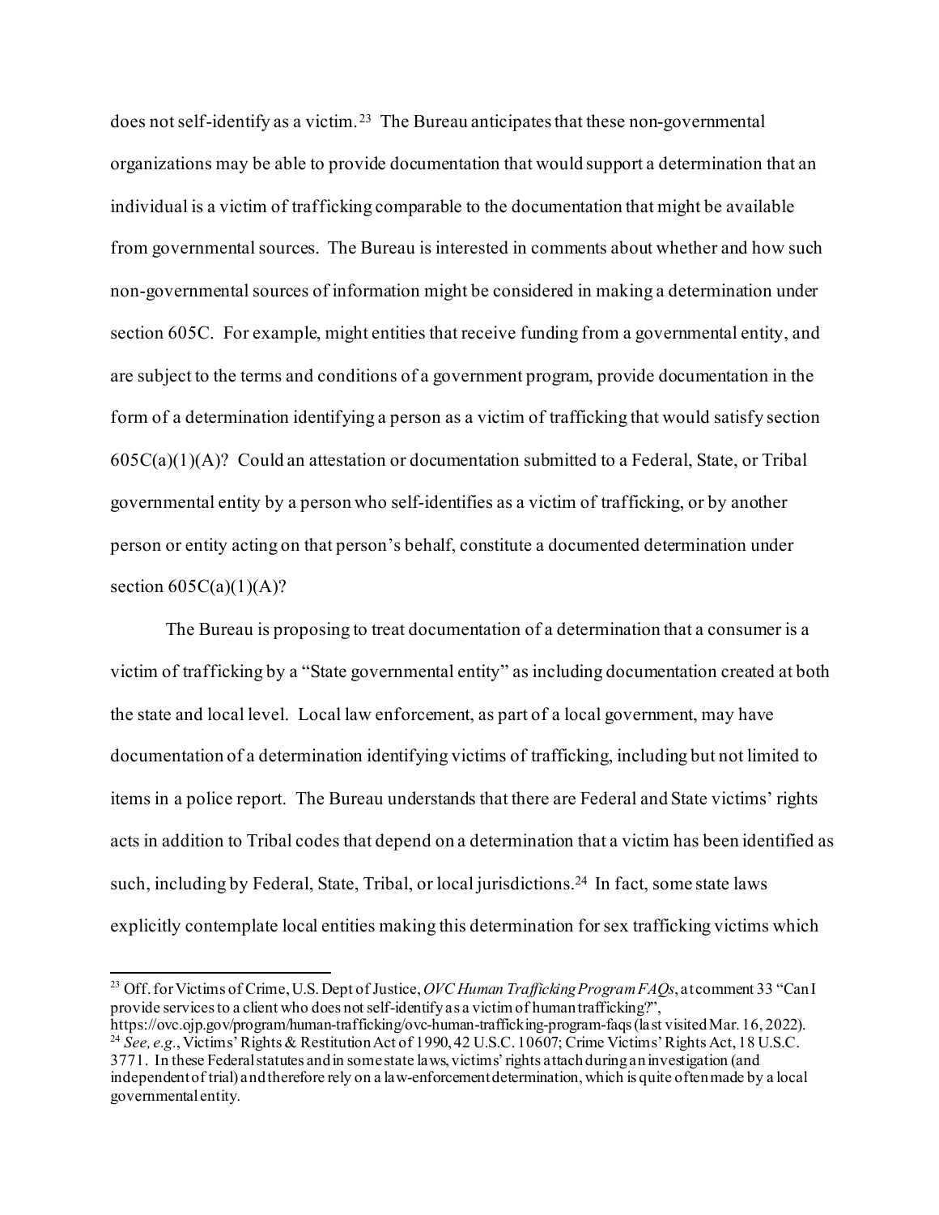does not self-identify as a victim.[23] The Bureau anticipates that these non-governmental organizations may be able to provide documentation that would support a determination that an individual is a victim of trafficking comparable to the documentation that might be available from governmental sources. The Bureau is interested in comments about whether and how such non-governmental sources of information might be considered in making a determination under section 605C. For example, might entities that receive funding from a governmental entity, and are subject to the terms and conditions of a government program, provide documentation in the form of a determination identifying a person as a victim of trafficking that would satisfy section 605C(a)(1)(A)? Could an attestation or documentation submitted to a Federal, State, or Tribal governmental entity by a person who self-identifies as a victim of trafficking, or by another person or entity acting on that person's behalf, constitute a documented determination under section 605C(a)(1)(A)?

The Bureau is proposing to treat documentation of a determination that a consumer is a victim of trafficking by a "State governmental entity" as including documentation created at both the state and local level. Local law enforcement, as part of a local government, may have documentation of a determination identifying victims of trafficking, including but not limited to items in a police report. The Bureau understands that there are Federal and State victims' rights acts in addition to Tribal codes that depend on a determination that a victim has been identified as such, including by Federal, State, Tribal, or local jurisdictions.[24] In fact, some state laws explicitly contemplate local entities making this determination for sex trafficking victims which

---

[23] Off. for Victims of Crime, U.S. Dept of Justice, *OVC Human Trafficking Program FAQs*, at comment 33 "Can I provide services to a client who does not self-identify as a victim of human trafficking?", https://ovc.ojp.gov/program/human-trafficking/ovc-human-trafficking-program-faqs (last visited Mar. 16, 2022).

[24] *See, e.g.*, Victims' Rights & Restitution Act of 1990, 42 U.S.C. 10607; Crime Victims' Rights Act, 18 U.S.C. 3771. In these Federal statutes and in some state laws, victims' rights attach during an investigation (and independent of trial) and therefore rely on a law-enforcement determination, which is quite often made by a local governmental entity.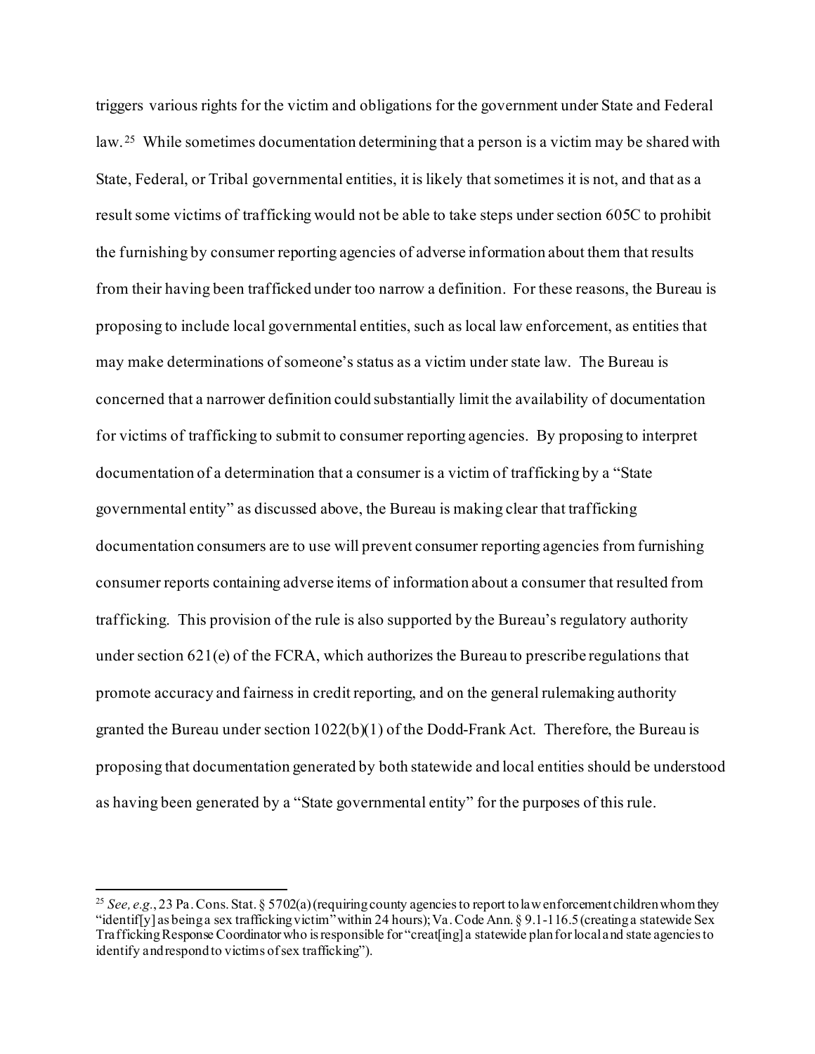triggers various rights for the victim and obligations for the government under State and Federal law.[25] While sometimes documentation determining that a person is a victim may be shared with State, Federal, or Tribal governmental entities, it is likely that sometimes it is not, and that as a result some victims of trafficking would not be able to take steps under section 605C to prohibit the furnishing by consumer reporting agencies of adverse information about them that results from their having been trafficked under too narrow a definition. For these reasons, the Bureau is proposing to include local governmental entities, such as local law enforcement, as entities that may make determinations of someone's status as a victim under state law. The Bureau is concerned that a narrower definition could substantially limit the availability of documentation for victims of trafficking to submit to consumer reporting agencies. By proposing to interpret documentation of a determination that a consumer is a victim of trafficking by a "State governmental entity" as discussed above, the Bureau is making clear that trafficking documentation consumers are to use will prevent consumer reporting agencies from furnishing consumer reports containing adverse items of information about a consumer that resulted from trafficking. This provision of the rule is also supported by the Bureau's regulatory authority under section 621(e) of the FCRA, which authorizes the Bureau to prescribe regulations that promote accuracy and fairness in credit reporting, and on the general rulemaking authority granted the Bureau under section 1022(b)(1) of the Dodd-Frank Act. Therefore, the Bureau is proposing that documentation generated by both statewide and local entities should be understood as having been generated by a "State governmental entity" for the purposes of this rule.

---

[25] *See, e.g.*, 23 Pa. Cons. Stat. § 5702(a) (requiring county agencies to report to law enforcement children whom they "identif[y] as being a sex trafficking victim" within 24 hours); Va. Code Ann. § 9.1-116.5 (creating a statewide Sex Trafficking Response Coordinator who is responsible for "creat[ing] a statewide plan for local and state agencies to identify and respond to victims of sex trafficking").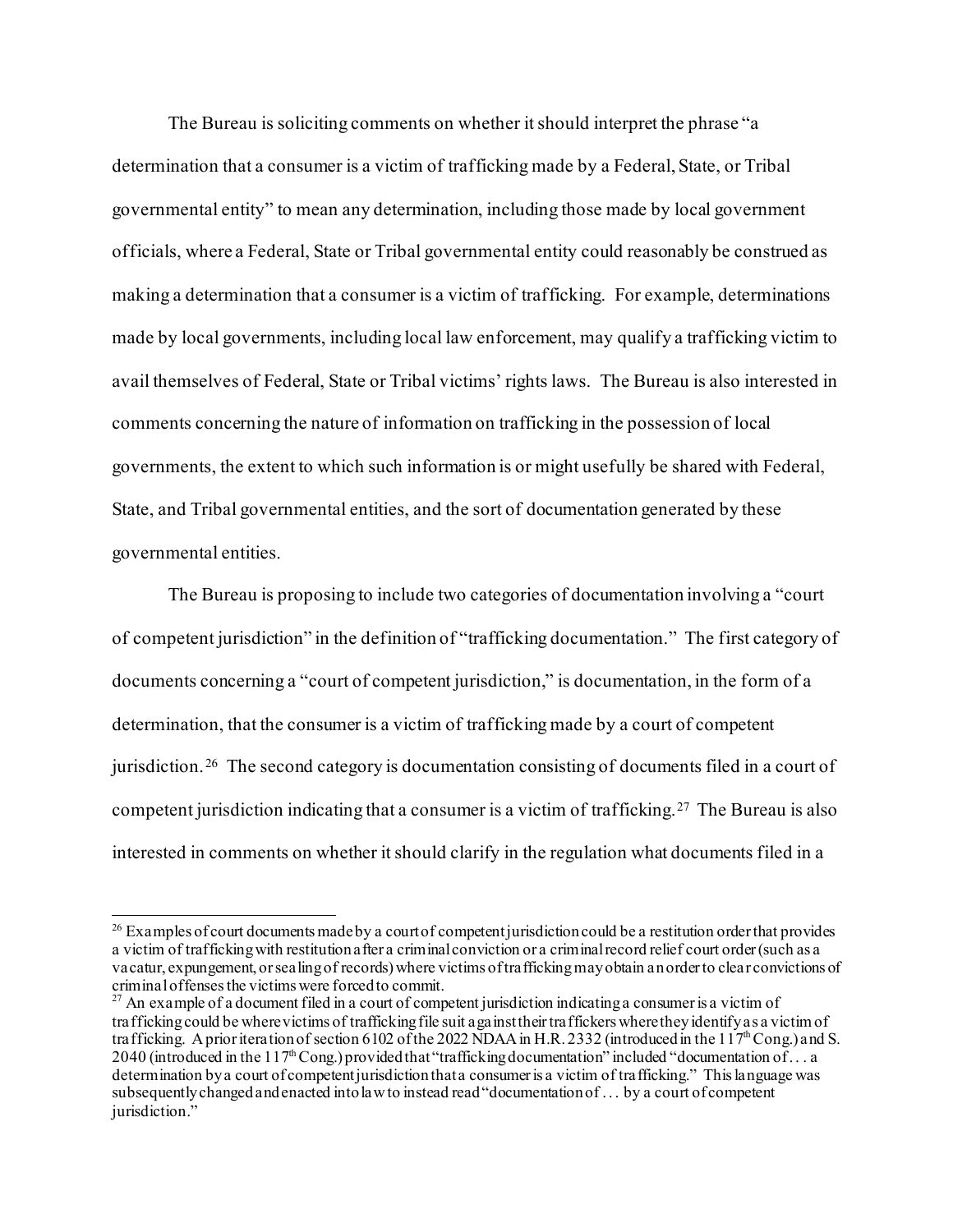The Bureau is soliciting comments on whether it should interpret the phrase "a determination that a consumer is a victim of trafficking made by a Federal, State, or Tribal governmental entity" to mean any determination, including those made by local government officials, where a Federal, State or Tribal governmental entity could reasonably be construed as making a determination that a consumer is a victim of trafficking. For example, determinations made by local governments, including local law enforcement, may qualify a trafficking victim to avail themselves of Federal, State or Tribal victims' rights laws. The Bureau is also interested in comments concerning the nature of information on trafficking in the possession of local governments, the extent to which such information is or might usefully be shared with Federal, State, and Tribal governmental entities, and the sort of documentation generated by these governmental entities.

The Bureau is proposing to include two categories of documentation involving a "court of competent jurisdiction" in the definition of "trafficking documentation." The first category of documents concerning a "court of competent jurisdiction," is documentation, in the form of a determination, that the consumer is a victim of trafficking made by a court of competent jurisdiction.[26] The second category is documentation consisting of documents filed in a court of competent jurisdiction indicating that a consumer is a victim of trafficking.[27] The Bureau is also interested in comments on whether it should clarify in the regulation what documents filed in a

---

[26] Examples of court documents made by a court of competent jurisdiction could be a restitution order that provides a victim of trafficking with restitution after a criminal conviction or a criminal record relief court order (such as a vacatur, expungement, or sealing of records) where victims of trafficking may obtain an order to clear convictions of criminal offenses the victims were forced to commit.

[27] An example of a document filed in a court of competent jurisdiction indicating a consumer is a victim of trafficking could be where victims of trafficking file suit against their traffickers where they identify as a victim of trafficking. A prior iteration of section 6102 of the 2022 NDAA in H.R. 2332 (introduced in the 117th Cong.) and S. 2040 (introduced in the 117th Cong.) provided that "trafficking documentation" included "documentation of . . . a determination by a court of competent jurisdiction that a consumer is a victim of trafficking." This language was subsequently changed and enacted into law to instead read "documentation of . . . by a court of competent jurisdiction."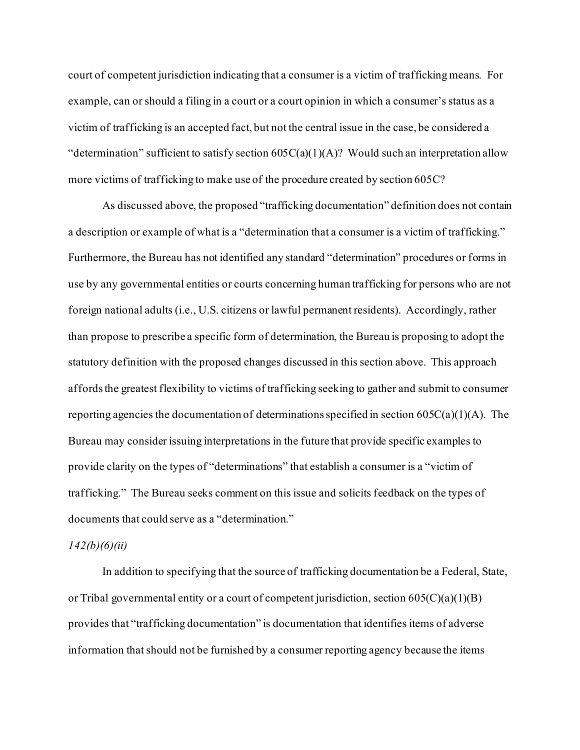court of competent jurisdiction indicating that a consumer is a victim of trafficking means. For example, can or should a filing in a court or a court opinion in which a consumer's status as a victim of trafficking is an accepted fact, but not the central issue in the case, be considered a "determination" sufficient to satisfy section 605C(a)(1)(A)? Would such an interpretation allow more victims of trafficking to make use of the procedure created by section 605C?

As discussed above, the proposed "trafficking documentation" definition does not contain a description or example of what is a "determination that a consumer is a victim of trafficking." Furthermore, the Bureau has not identified any standard "determination" procedures or forms in use by any governmental entities or courts concerning human trafficking for persons who are not foreign national adults (i.e., U.S. citizens or lawful permanent residents). Accordingly, rather than propose to prescribe a specific form of determination, the Bureau is proposing to adopt the statutory definition with the proposed changes discussed in this section above. This approach affords the greatest flexibility to victims of trafficking seeking to gather and submit to consumer reporting agencies the documentation of determinations specified in section 605C(a)(1)(A). The Bureau may consider issuing interpretations in the future that provide specific examples to provide clarity on the types of "determinations" that establish a consumer is a "victim of trafficking." The Bureau seeks comment on this issue and solicits feedback on the types of documents that could serve as a "determination."

*142(b)(6)(ii)*

In addition to specifying that the source of trafficking documentation be a Federal, State, or Tribal governmental entity or a court of competent jurisdiction, section 605(C)(a)(1)(B) provides that "trafficking documentation" is documentation that identifies items of adverse information that should not be furnished by a consumer reporting agency because the items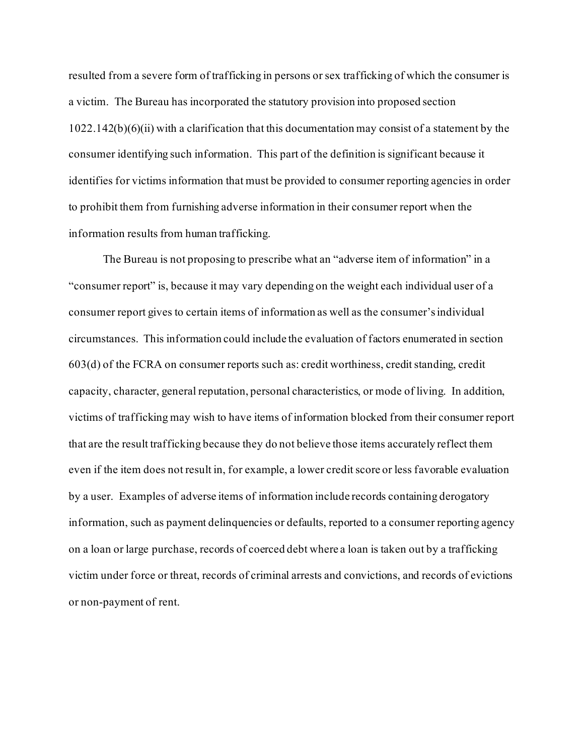resulted from a severe form of trafficking in persons or sex trafficking of which the consumer is a victim. The Bureau has incorporated the statutory provision into proposed section 1022.142(b)(6)(ii) with a clarification that this documentation may consist of a statement by the consumer identifying such information. This part of the definition is significant because it identifies for victims information that must be provided to consumer reporting agencies in order to prohibit them from furnishing adverse information in their consumer report when the information results from human trafficking.

The Bureau is not proposing to prescribe what an "adverse item of information" in a "consumer report" is, because it may vary depending on the weight each individual user of a consumer report gives to certain items of information as well as the consumer's individual circumstances. This information could include the evaluation of factors enumerated in section 603(d) of the FCRA on consumer reports such as: credit worthiness, credit standing, credit capacity, character, general reputation, personal characteristics, or mode of living. In addition, victims of trafficking may wish to have items of information blocked from their consumer report that are the result trafficking because they do not believe those items accurately reflect them even if the item does not result in, for example, a lower credit score or less favorable evaluation by a user. Examples of adverse items of information include records containing derogatory information, such as payment delinquencies or defaults, reported to a consumer reporting agency on a loan or large purchase, records of coerced debt where a loan is taken out by a trafficking victim under force or threat, records of criminal arrests and convictions, and records of evictions or non-payment of rent.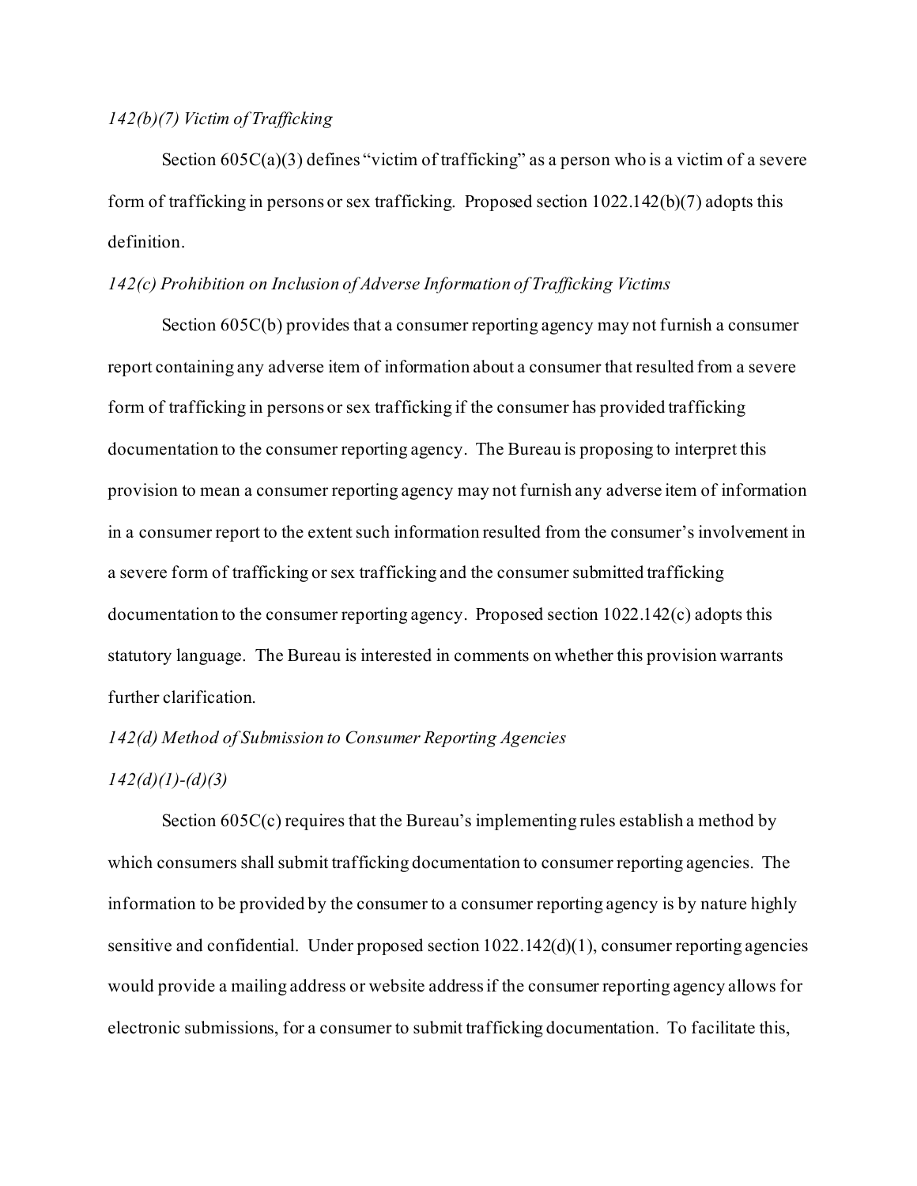*142(b)(7) Victim of Trafficking*

Section 605C(a)(3) defines "victim of trafficking" as a person who is a victim of a severe form of trafficking in persons or sex trafficking. Proposed section 1022.142(b)(7) adopts this definition.

*142(c) Prohibition on Inclusion of Adverse Information of Trafficking Victims*

Section 605C(b) provides that a consumer reporting agency may not furnish a consumer report containing any adverse item of information about a consumer that resulted from a severe form of trafficking in persons or sex trafficking if the consumer has provided trafficking documentation to the consumer reporting agency. The Bureau is proposing to interpret this provision to mean a consumer reporting agency may not furnish any adverse item of information in a consumer report to the extent such information resulted from the consumer's involvement in a severe form of trafficking or sex trafficking and the consumer submitted trafficking documentation to the consumer reporting agency. Proposed section 1022.142(c) adopts this statutory language. The Bureau is interested in comments on whether this provision warrants further clarification.

*142(d) Method of Submission to Consumer Reporting Agencies*

*142(d)(1)-(d)(3)*

Section 605C(c) requires that the Bureau's implementing rules establish a method by which consumers shall submit trafficking documentation to consumer reporting agencies. The information to be provided by the consumer to a consumer reporting agency is by nature highly sensitive and confidential. Under proposed section 1022.142(d)(1), consumer reporting agencies would provide a mailing address or website address if the consumer reporting agency allows for electronic submissions, for a consumer to submit trafficking documentation. To facilitate this,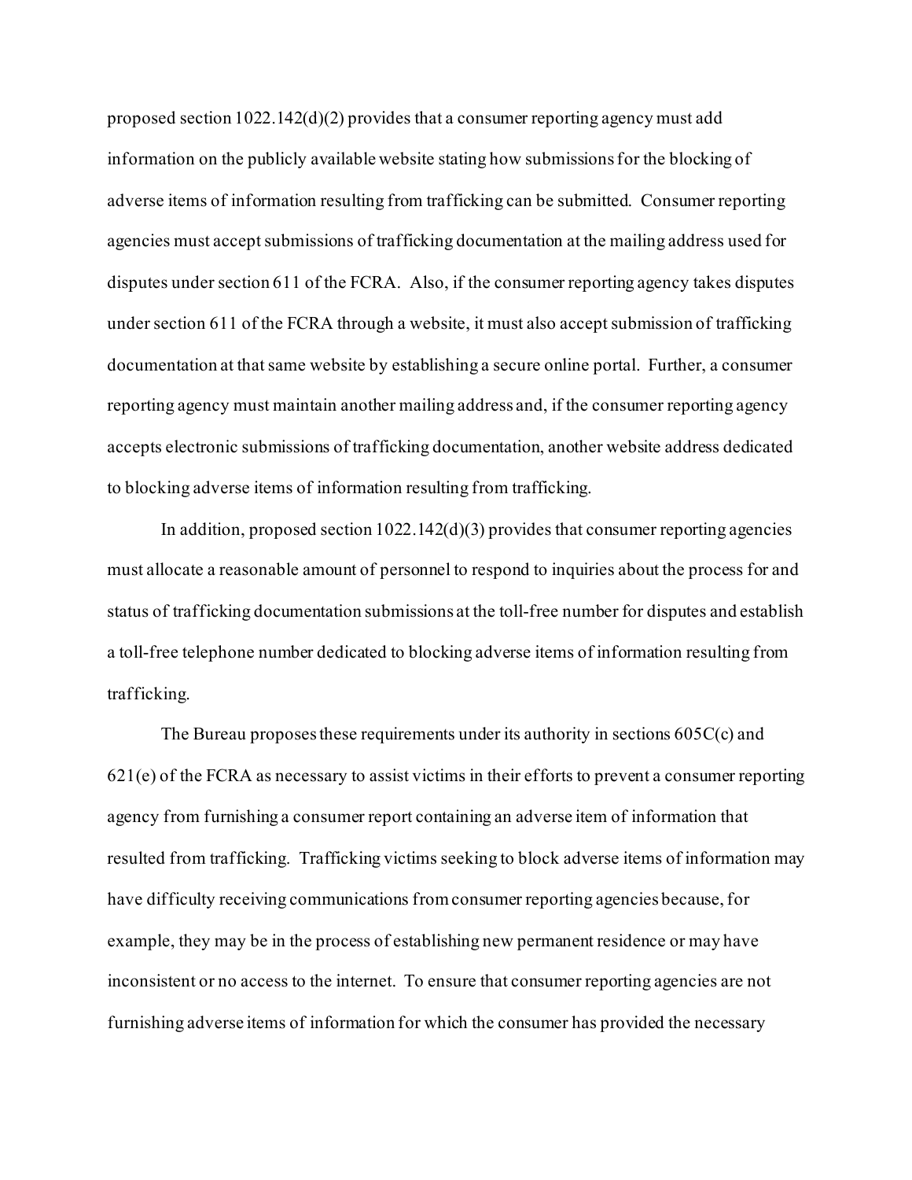proposed section 1022.142(d)(2) provides that a consumer reporting agency must add information on the publicly available website stating how submissions for the blocking of adverse items of information resulting from trafficking can be submitted. Consumer reporting agencies must accept submissions of trafficking documentation at the mailing address used for disputes under section 611 of the FCRA. Also, if the consumer reporting agency takes disputes under section 611 of the FCRA through a website, it must also accept submission of trafficking documentation at that same website by establishing a secure online portal. Further, a consumer reporting agency must maintain another mailing address and, if the consumer reporting agency accepts electronic submissions of trafficking documentation, another website address dedicated to blocking adverse items of information resulting from trafficking.

In addition, proposed section 1022.142(d)(3) provides that consumer reporting agencies must allocate a reasonable amount of personnel to respond to inquiries about the process for and status of trafficking documentation submissions at the toll-free number for disputes and establish a toll-free telephone number dedicated to blocking adverse items of information resulting from trafficking.

The Bureau proposes these requirements under its authority in sections 605C(c) and 621(e) of the FCRA as necessary to assist victims in their efforts to prevent a consumer reporting agency from furnishing a consumer report containing an adverse item of information that resulted from trafficking. Trafficking victims seeking to block adverse items of information may have difficulty receiving communications from consumer reporting agencies because, for example, they may be in the process of establishing new permanent residence or may have inconsistent or no access to the internet. To ensure that consumer reporting agencies are not furnishing adverse items of information for which the consumer has provided the necessary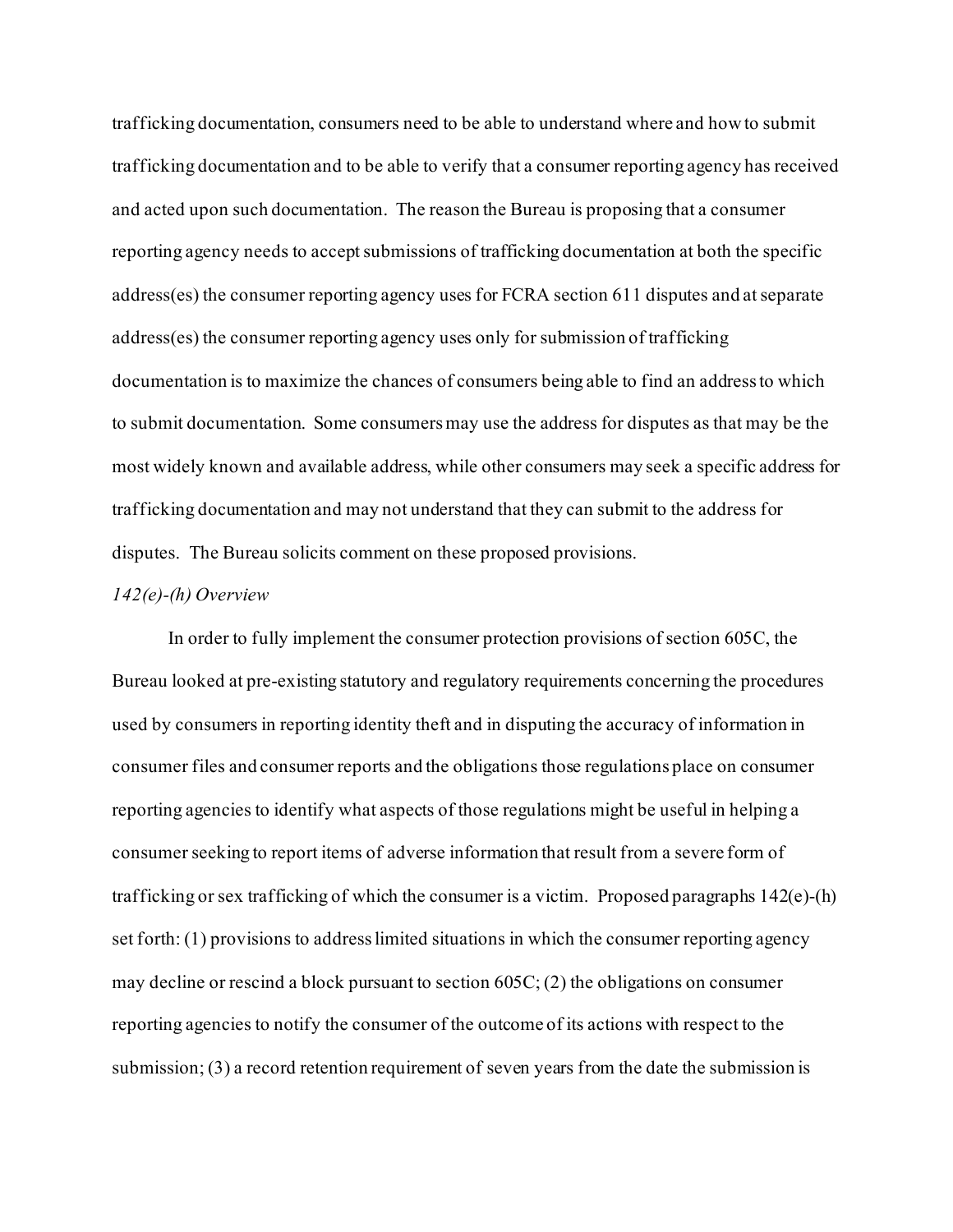trafficking documentation, consumers need to be able to understand where and how to submit trafficking documentation and to be able to verify that a consumer reporting agency has received and acted upon such documentation. The reason the Bureau is proposing that a consumer reporting agency needs to accept submissions of trafficking documentation at both the specific address(es) the consumer reporting agency uses for FCRA section 611 disputes and at separate address(es) the consumer reporting agency uses only for submission of trafficking documentation is to maximize the chances of consumers being able to find an address to which to submit documentation. Some consumers may use the address for disputes as that may be the most widely known and available address, while other consumers may seek a specific address for trafficking documentation and may not understand that they can submit to the address for disputes. The Bureau solicits comment on these proposed provisions.

*142(e)-(h) Overview*

In order to fully implement the consumer protection provisions of section 605C, the Bureau looked at pre-existing statutory and regulatory requirements concerning the procedures used by consumers in reporting identity theft and in disputing the accuracy of information in consumer files and consumer reports and the obligations those regulations place on consumer reporting agencies to identify what aspects of those regulations might be useful in helping a consumer seeking to report items of adverse information that result from a severe form of trafficking or sex trafficking of which the consumer is a victim. Proposed paragraphs 142(e)-(h) set forth: (1) provisions to address limited situations in which the consumer reporting agency may decline or rescind a block pursuant to section 605C; (2) the obligations on consumer reporting agencies to notify the consumer of the outcome of its actions with respect to the submission; (3) a record retention requirement of seven years from the date the submission is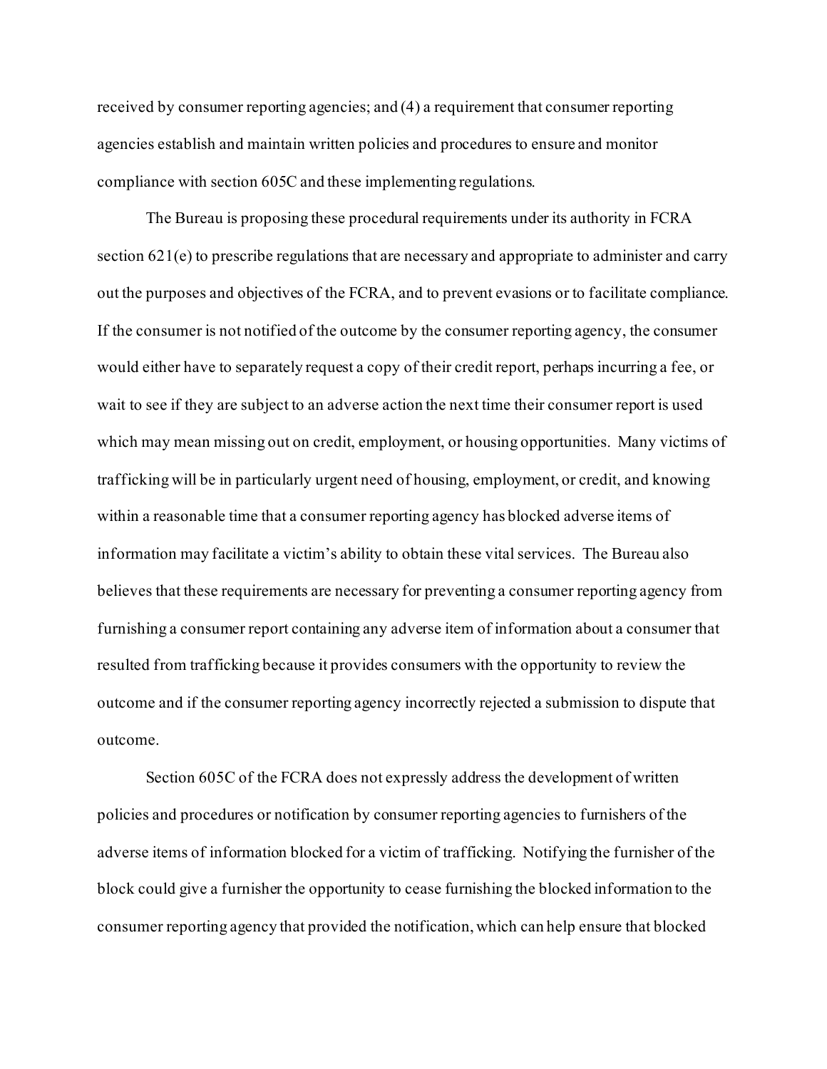received by consumer reporting agencies; and (4) a requirement that consumer reporting agencies establish and maintain written policies and procedures to ensure and monitor compliance with section 605C and these implementing regulations.

The Bureau is proposing these procedural requirements under its authority in FCRA section 621(e) to prescribe regulations that are necessary and appropriate to administer and carry out the purposes and objectives of the FCRA, and to prevent evasions or to facilitate compliance. If the consumer is not notified of the outcome by the consumer reporting agency, the consumer would either have to separately request a copy of their credit report, perhaps incurring a fee, or wait to see if they are subject to an adverse action the next time their consumer report is used which may mean missing out on credit, employment, or housing opportunities. Many victims of trafficking will be in particularly urgent need of housing, employment, or credit, and knowing within a reasonable time that a consumer reporting agency has blocked adverse items of information may facilitate a victim's ability to obtain these vital services. The Bureau also believes that these requirements are necessary for preventing a consumer reporting agency from furnishing a consumer report containing any adverse item of information about a consumer that resulted from trafficking because it provides consumers with the opportunity to review the outcome and if the consumer reporting agency incorrectly rejected a submission to dispute that outcome.

Section 605C of the FCRA does not expressly address the development of written policies and procedures or notification by consumer reporting agencies to furnishers of the adverse items of information blocked for a victim of trafficking. Notifying the furnisher of the block could give a furnisher the opportunity to cease furnishing the blocked information to the consumer reporting agency that provided the notification, which can help ensure that blocked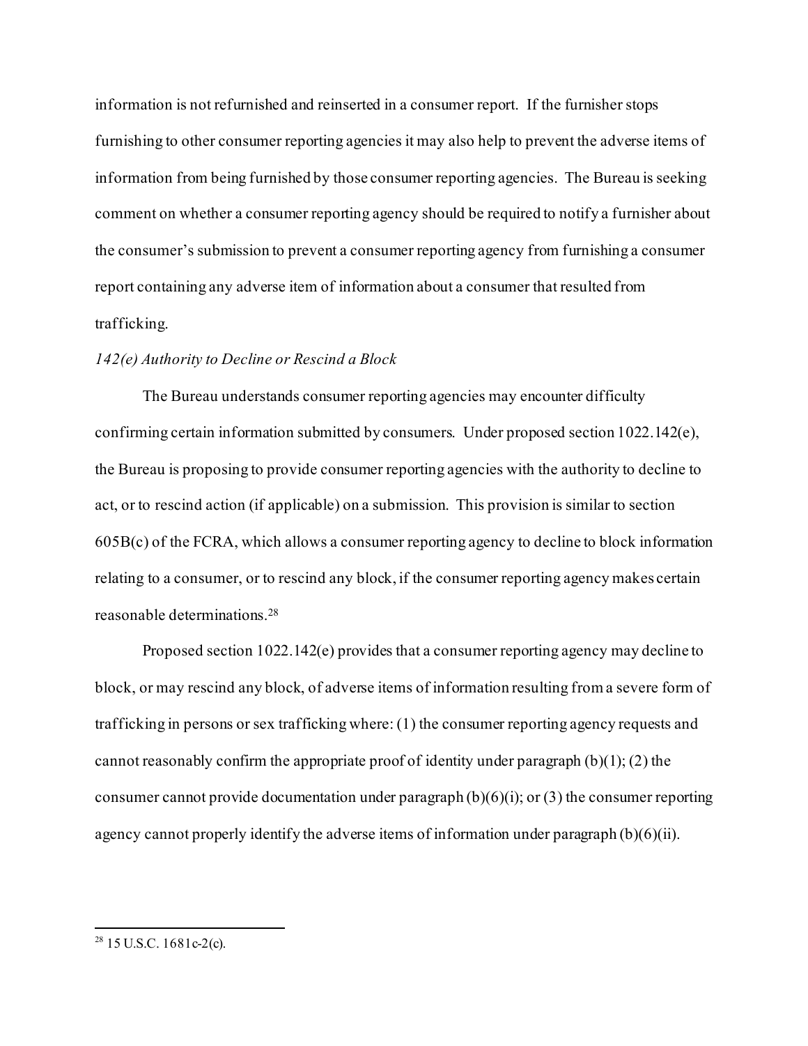information is not refurnished and reinserted in a consumer report. If the furnisher stops furnishing to other consumer reporting agencies it may also help to prevent the adverse items of information from being furnished by those consumer reporting agencies. The Bureau is seeking comment on whether a consumer reporting agency should be required to notify a furnisher about the consumer's submission to prevent a consumer reporting agency from furnishing a consumer report containing any adverse item of information about a consumer that resulted from trafficking.

*142(e) Authority to Decline or Rescind a Block*

The Bureau understands consumer reporting agencies may encounter difficulty confirming certain information submitted by consumers. Under proposed section 1022.142(e), the Bureau is proposing to provide consumer reporting agencies with the authority to decline to act, or to rescind action (if applicable) on a submission. This provision is similar to section 605B(c) of the FCRA, which allows a consumer reporting agency to decline to block information relating to a consumer, or to rescind any block, if the consumer reporting agency makes certain reasonable determinations.[28]

Proposed section 1022.142(e) provides that a consumer reporting agency may decline to block, or may rescind any block, of adverse items of information resulting from a severe form of trafficking in persons or sex trafficking where: (1) the consumer reporting agency requests and cannot reasonably confirm the appropriate proof of identity under paragraph (b)(1); (2) the consumer cannot provide documentation under paragraph (b)(6)(i); or (3) the consumer reporting agency cannot properly identify the adverse items of information under paragraph (b)(6)(ii).

---

[28] 15 U.S.C. 1681c-2(c).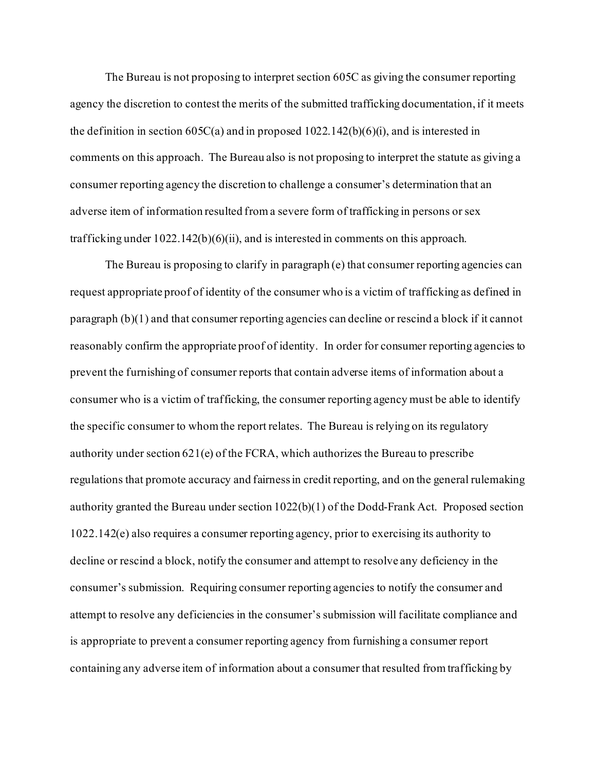The Bureau is not proposing to interpret section 605C as giving the consumer reporting agency the discretion to contest the merits of the submitted trafficking documentation, if it meets the definition in section 605C(a) and in proposed 1022.142(b)(6)(i), and is interested in comments on this approach. The Bureau also is not proposing to interpret the statute as giving a consumer reporting agency the discretion to challenge a consumer's determination that an adverse item of information resulted from a severe form of trafficking in persons or sex trafficking under 1022.142(b)(6)(ii), and is interested in comments on this approach.

The Bureau is proposing to clarify in paragraph (e) that consumer reporting agencies can request appropriate proof of identity of the consumer who is a victim of trafficking as defined in paragraph (b)(1) and that consumer reporting agencies can decline or rescind a block if it cannot reasonably confirm the appropriate proof of identity. In order for consumer reporting agencies to prevent the furnishing of consumer reports that contain adverse items of information about a consumer who is a victim of trafficking, the consumer reporting agency must be able to identify the specific consumer to whom the report relates. The Bureau is relying on its regulatory authority under section 621(e) of the FCRA, which authorizes the Bureau to prescribe regulations that promote accuracy and fairness in credit reporting, and on the general rulemaking authority granted the Bureau under section 1022(b)(1) of the Dodd-Frank Act. Proposed section 1022.142(e) also requires a consumer reporting agency, prior to exercising its authority to decline or rescind a block, notify the consumer and attempt to resolve any deficiency in the consumer's submission. Requiring consumer reporting agencies to notify the consumer and attempt to resolve any deficiencies in the consumer's submission will facilitate compliance and is appropriate to prevent a consumer reporting agency from furnishing a consumer report containing any adverse item of information about a consumer that resulted from trafficking by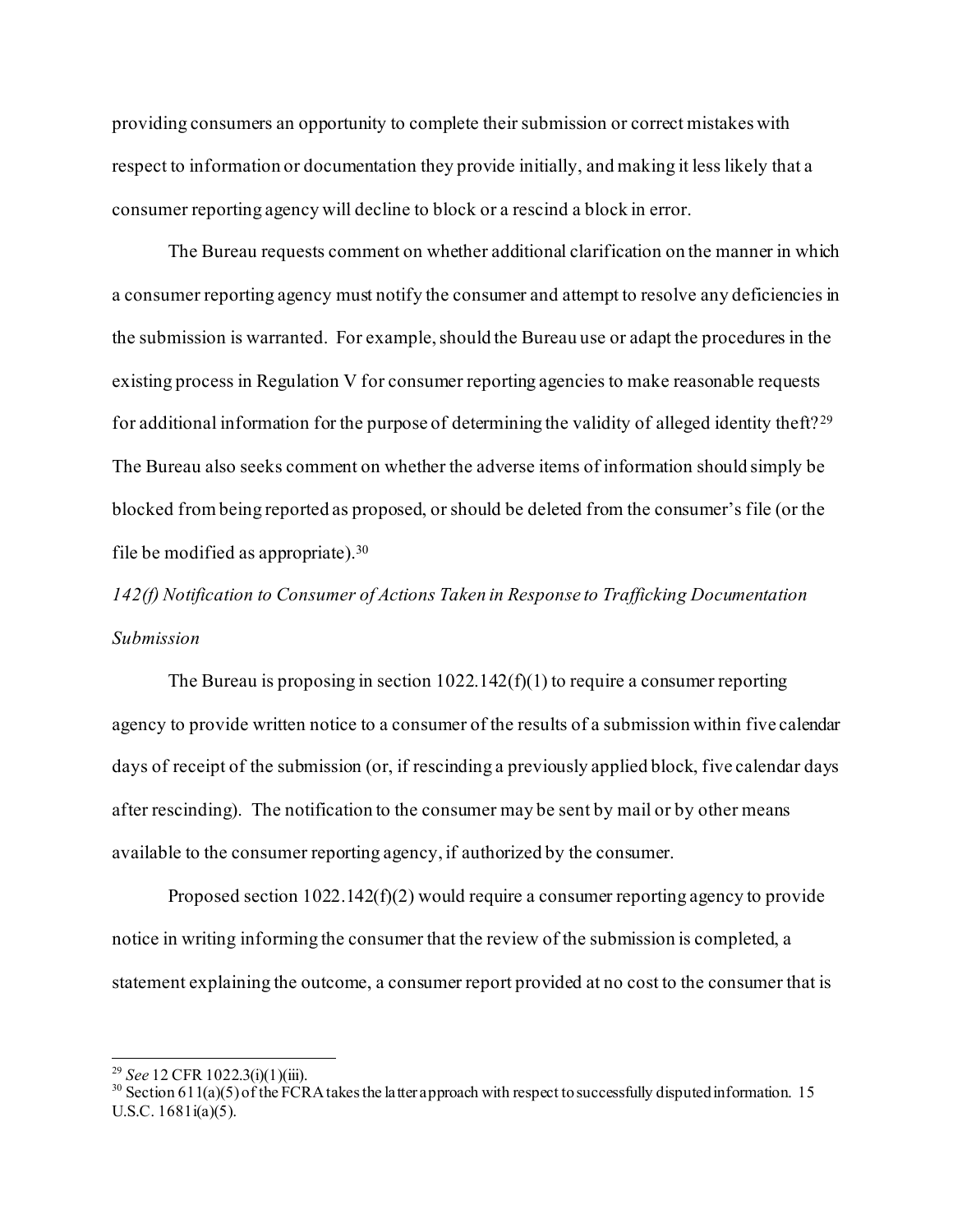providing consumers an opportunity to complete their submission or correct mistakes with respect to information or documentation they provide initially, and making it less likely that a consumer reporting agency will decline to block or a rescind a block in error.

The Bureau requests comment on whether additional clarification on the manner in which a consumer reporting agency must notify the consumer and attempt to resolve any deficiencies in the submission is warranted. For example, should the Bureau use or adapt the procedures in the existing process in Regulation V for consumer reporting agencies to make reasonable requests for additional information for the purpose of determining the validity of alleged identity theft?[29] The Bureau also seeks comment on whether the adverse items of information should simply be blocked from being reported as proposed, or should be deleted from the consumer's file (or the file be modified as appropriate).[30]

*142(f) Notification to Consumer of Actions Taken in Response to Trafficking Documentation Submission*

The Bureau is proposing in section 1022.142(f)(1) to require a consumer reporting agency to provide written notice to a consumer of the results of a submission within five calendar days of receipt of the submission (or, if rescinding a previously applied block, five calendar days after rescinding). The notification to the consumer may be sent by mail or by other means available to the consumer reporting agency, if authorized by the consumer.

Proposed section 1022.142(f)(2) would require a consumer reporting agency to provide notice in writing informing the consumer that the review of the submission is completed, a statement explaining the outcome, a consumer report provided at no cost to the consumer that is

---

[29] *See* 12 CFR 1022.3(i)(1)(iii).

[30] Section 611(a)(5) of the FCRA takes the latter approach with respect to successfully disputed information. 15 U.S.C. 1681i(a)(5).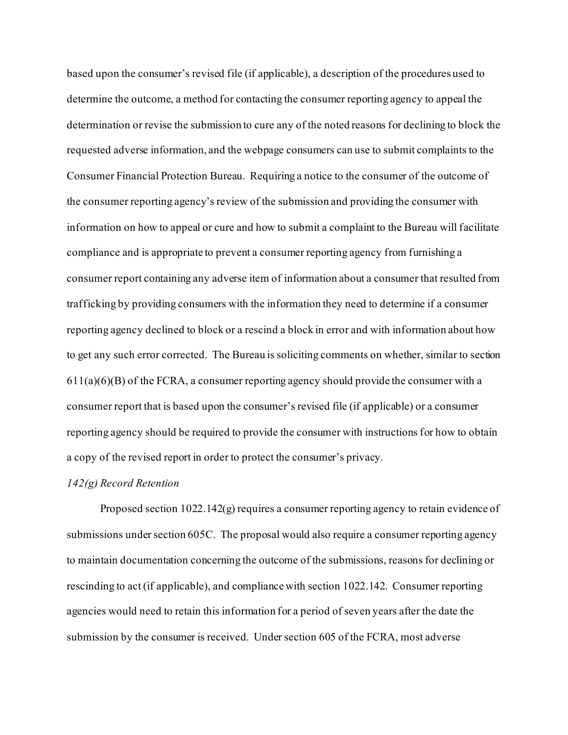based upon the consumer's revised file (if applicable), a description of the procedures used to determine the outcome, a method for contacting the consumer reporting agency to appeal the determination or revise the submission to cure any of the noted reasons for declining to block the requested adverse information, and the webpage consumers can use to submit complaints to the Consumer Financial Protection Bureau. Requiring a notice to the consumer of the outcome of the consumer reporting agency's review of the submission and providing the consumer with information on how to appeal or cure and how to submit a complaint to the Bureau will facilitate compliance and is appropriate to prevent a consumer reporting agency from furnishing a consumer report containing any adverse item of information about a consumer that resulted from trafficking by providing consumers with the information they need to determine if a consumer reporting agency declined to block or a rescind a block in error and with information about how to get any such error corrected. The Bureau is soliciting comments on whether, similar to section 611(a)(6)(B) of the FCRA, a consumer reporting agency should provide the consumer with a consumer report that is based upon the consumer's revised file (if applicable) or a consumer reporting agency should be required to provide the consumer with instructions for how to obtain a copy of the revised report in order to protect the consumer's privacy.

*142(g) Record Retention*

Proposed section 1022.142(g) requires a consumer reporting agency to retain evidence of submissions under section 605C. The proposal would also require a consumer reporting agency to maintain documentation concerning the outcome of the submissions, reasons for declining or rescinding to act (if applicable), and compliance with section 1022.142. Consumer reporting agencies would need to retain this information for a period of seven years after the date the submission by the consumer is received. Under section 605 of the FCRA, most adverse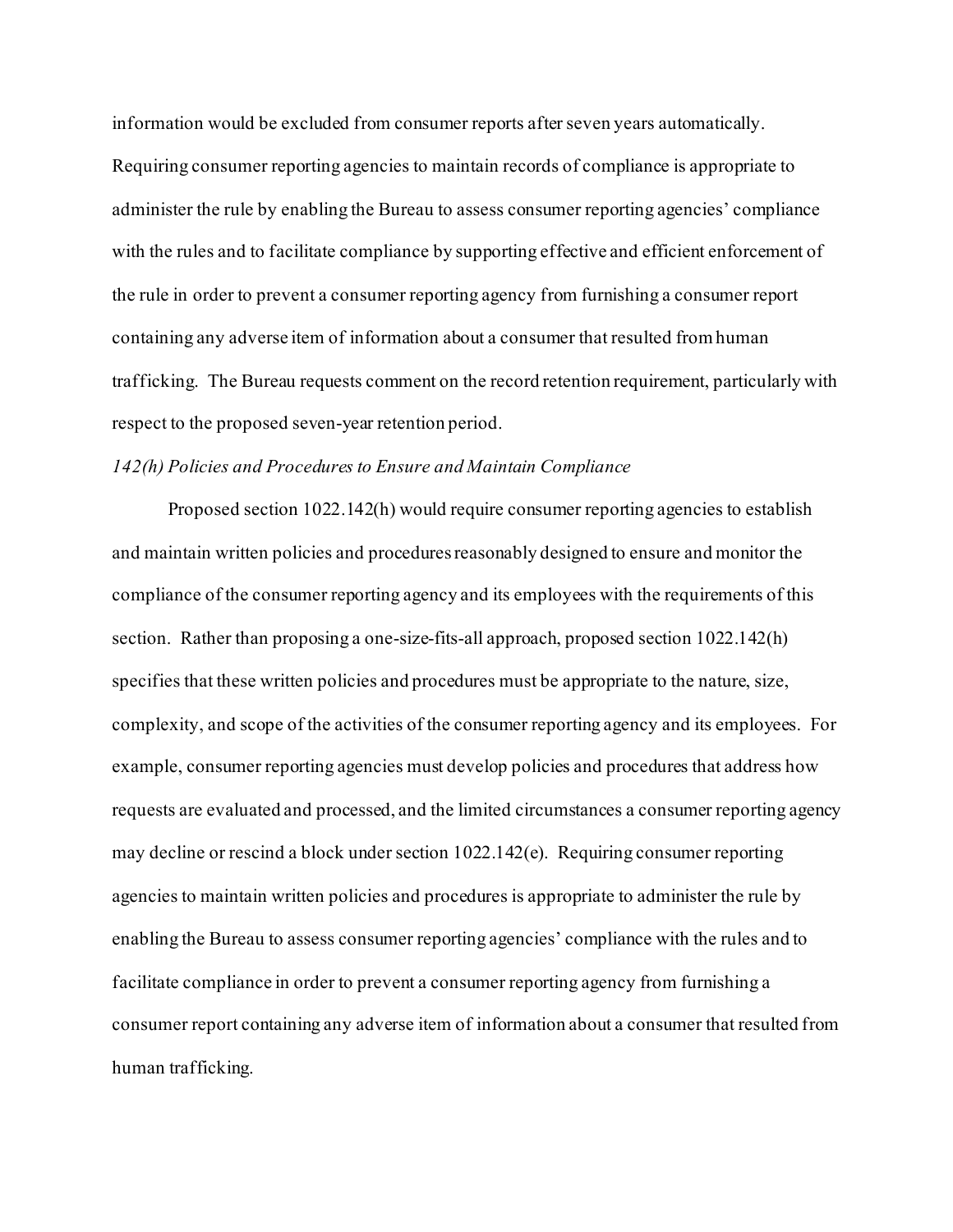information would be excluded from consumer reports after seven years automatically. Requiring consumer reporting agencies to maintain records of compliance is appropriate to administer the rule by enabling the Bureau to assess consumer reporting agencies' compliance with the rules and to facilitate compliance by supporting effective and efficient enforcement of the rule in order to prevent a consumer reporting agency from furnishing a consumer report containing any adverse item of information about a consumer that resulted from human trafficking. The Bureau requests comment on the record retention requirement, particularly with respect to the proposed seven-year retention period.

*142(h) Policies and Procedures to Ensure and Maintain Compliance*

Proposed section 1022.142(h) would require consumer reporting agencies to establish and maintain written policies and procedures reasonably designed to ensure and monitor the compliance of the consumer reporting agency and its employees with the requirements of this section. Rather than proposing a one-size-fits-all approach, proposed section 1022.142(h) specifies that these written policies and procedures must be appropriate to the nature, size, complexity, and scope of the activities of the consumer reporting agency and its employees. For example, consumer reporting agencies must develop policies and procedures that address how requests are evaluated and processed, and the limited circumstances a consumer reporting agency may decline or rescind a block under section 1022.142(e). Requiring consumer reporting agencies to maintain written policies and procedures is appropriate to administer the rule by enabling the Bureau to assess consumer reporting agencies' compliance with the rules and to facilitate compliance in order to prevent a consumer reporting agency from furnishing a consumer report containing any adverse item of information about a consumer that resulted from human trafficking.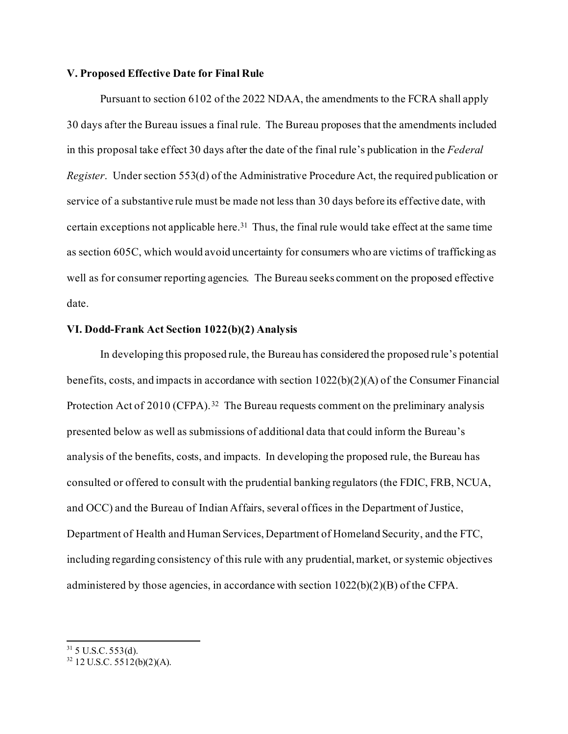### V. Proposed Effective Date for Final Rule

Pursuant to section 6102 of the 2022 NDAA, the amendments to the FCRA shall apply 30 days after the Bureau issues a final rule. The Bureau proposes that the amendments included in this proposal take effect 30 days after the date of the final rule's publication in the *Federal Register*. Under section 553(d) of the Administrative Procedure Act, the required publication or service of a substantive rule must be made not less than 30 days before its effective date, with certain exceptions not applicable here.[31] Thus, the final rule would take effect at the same time as section 605C, which would avoid uncertainty for consumers who are victims of trafficking as well as for consumer reporting agencies. The Bureau seeks comment on the proposed effective date.

### VI. Dodd-Frank Act Section 1022(b)(2) Analysis

In developing this proposed rule, the Bureau has considered the proposed rule's potential benefits, costs, and impacts in accordance with section 1022(b)(2)(A) of the Consumer Financial Protection Act of 2010 (CFPA).[32] The Bureau requests comment on the preliminary analysis presented below as well as submissions of additional data that could inform the Bureau's analysis of the benefits, costs, and impacts. In developing the proposed rule, the Bureau has consulted or offered to consult with the prudential banking regulators (the FDIC, FRB, NCUA, and OCC) and the Bureau of Indian Affairs, several offices in the Department of Justice, Department of Health and Human Services, Department of Homeland Security, and the FTC, including regarding consistency of this rule with any prudential, market, or systemic objectives administered by those agencies, in accordance with section 1022(b)(2)(B) of the CFPA.

---

[31] 5 U.S.C. 553(d).

[32] 12 U.S.C. 5512(b)(2)(A).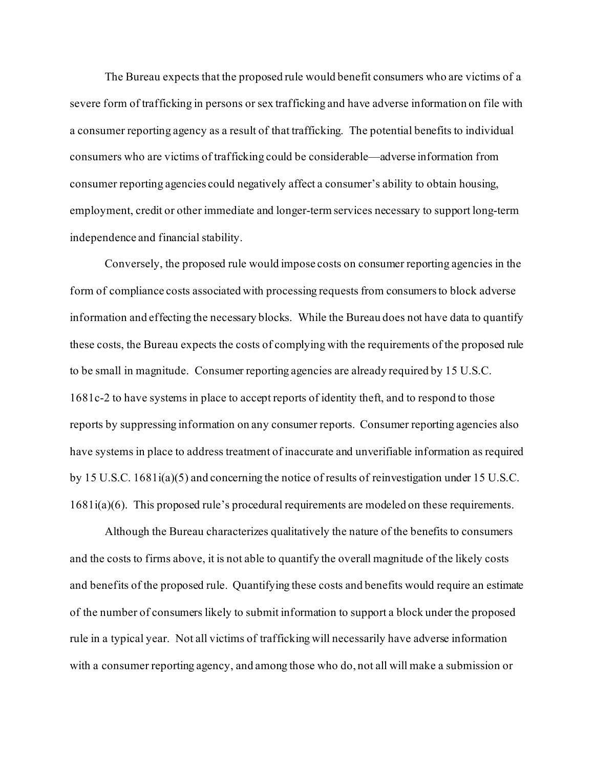The Bureau expects that the proposed rule would benefit consumers who are victims of a severe form of trafficking in persons or sex trafficking and have adverse information on file with a consumer reporting agency as a result of that trafficking. The potential benefits to individual consumers who are victims of trafficking could be considerable—adverse information from consumer reporting agencies could negatively affect a consumer's ability to obtain housing, employment, credit or other immediate and longer-term services necessary to support long-term independence and financial stability.

Conversely, the proposed rule would impose costs on consumer reporting agencies in the form of compliance costs associated with processing requests from consumers to block adverse information and effecting the necessary blocks. While the Bureau does not have data to quantify these costs, the Bureau expects the costs of complying with the requirements of the proposed rule to be small in magnitude. Consumer reporting agencies are already required by 15 U.S.C. 1681c-2 to have systems in place to accept reports of identity theft, and to respond to those reports by suppressing information on any consumer reports. Consumer reporting agencies also have systems in place to address treatment of inaccurate and unverifiable information as required by 15 U.S.C. 1681i(a)(5) and concerning the notice of results of reinvestigation under 15 U.S.C. 1681i(a)(6). This proposed rule's procedural requirements are modeled on these requirements.

Although the Bureau characterizes qualitatively the nature of the benefits to consumers and the costs to firms above, it is not able to quantify the overall magnitude of the likely costs and benefits of the proposed rule. Quantifying these costs and benefits would require an estimate of the number of consumers likely to submit information to support a block under the proposed rule in a typical year. Not all victims of trafficking will necessarily have adverse information with a consumer reporting agency, and among those who do, not all will make a submission or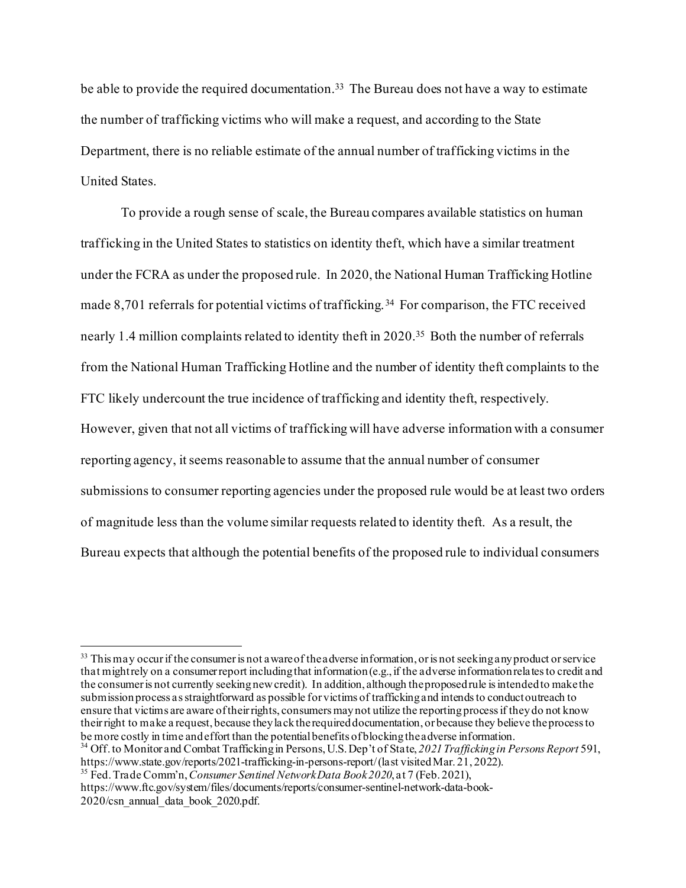be able to provide the required documentation.[33] The Bureau does not have a way to estimate the number of trafficking victims who will make a request, and according to the State Department, there is no reliable estimate of the annual number of trafficking victims in the United States.

To provide a rough sense of scale, the Bureau compares available statistics on human trafficking in the United States to statistics on identity theft, which have a similar treatment under the FCRA as under the proposed rule. In 2020, the National Human Trafficking Hotline made 8,701 referrals for potential victims of trafficking.[34] For comparison, the FTC received nearly 1.4 million complaints related to identity theft in 2020.[35] Both the number of referrals from the National Human Trafficking Hotline and the number of identity theft complaints to the FTC likely undercount the true incidence of trafficking and identity theft, respectively. However, given that not all victims of trafficking will have adverse information with a consumer reporting agency, it seems reasonable to assume that the annual number of consumer submissions to consumer reporting agencies under the proposed rule would be at least two orders of magnitude less than the volume similar requests related to identity theft. As a result, the Bureau expects that although the potential benefits of the proposed rule to individual consumers

---

[33] This may occur if the consumer is not aware of the adverse information, or is not seeking any product or service that might rely on a consumer report including that information (e.g., if the adverse information relates to credit and the consumer is not currently seeking new credit). In addition, although the proposed rule is intended to make the submission process as straightforward as possible for victims of trafficking and intends to conduct outreach to ensure that victims are aware of their rights, consumers may not utilize the reporting process if they do not know their right to make a request, because they lack the required documentation, or because they believe the process to be more costly in time and effort than the potential benefits of blocking the adverse information.

[34] Off. to Monitor and Combat Trafficking in Persons, U.S. Dep't of State, *2021 Trafficking in Persons Report* 591, https://www.state.gov/reports/2021-trafficking-in-persons-report/ (last visited Mar. 21, 2022).

[35] Fed. Trade Comm'n, *Consumer Sentinel Network Data Book 2020*, at 7 (Feb. 2021), https://www.ftc.gov/system/files/documents/reports/consumer-sentinel-network-data-book-2020/csn_annual_data_book_2020.pdf.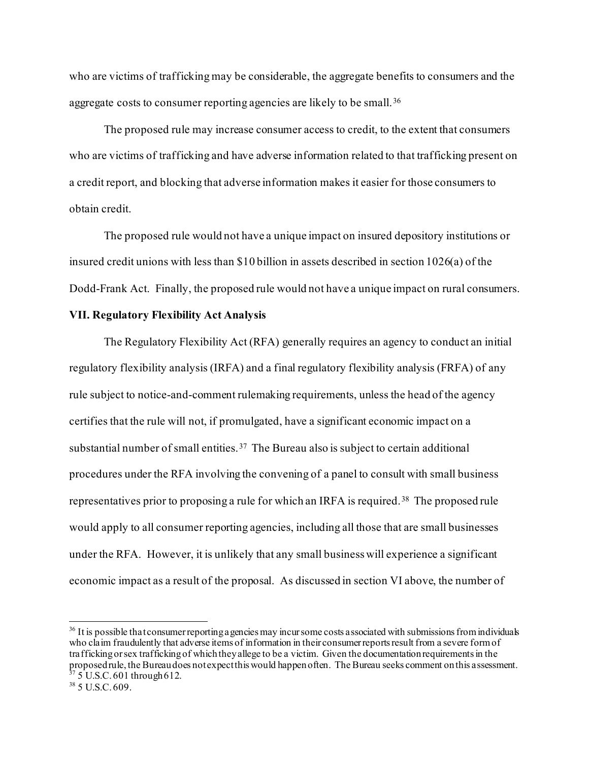who are victims of trafficking may be considerable, the aggregate benefits to consumers and the aggregate costs to consumer reporting agencies are likely to be small.[36]

The proposed rule may increase consumer access to credit, to the extent that consumers who are victims of trafficking and have adverse information related to that trafficking present on a credit report, and blocking that adverse information makes it easier for those consumers to obtain credit.

The proposed rule would not have a unique impact on insured depository institutions or insured credit unions with less than $10 billion in assets described in section 1026(a) of the Dodd-Frank Act. Finally, the proposed rule would not have a unique impact on rural consumers.

**VII. Regulatory Flexibility Act Analysis**

The Regulatory Flexibility Act (RFA) generally requires an agency to conduct an initial regulatory flexibility analysis (IRFA) and a final regulatory flexibility analysis (FRFA) of any rule subject to notice-and-comment rulemaking requirements, unless the head of the agency certifies that the rule will not, if promulgated, have a significant economic impact on a substantial number of small entities.[37] The Bureau also is subject to certain additional procedures under the RFA involving the convening of a panel to consult with small business representatives prior to proposing a rule for which an IRFA is required.[38] The proposed rule would apply to all consumer reporting agencies, including all those that are small businesses under the RFA. However, it is unlikely that any small business will experience a significant economic impact as a result of the proposal. As discussed in section VI above, the number of

---

[36] It is possible that consumer reporting agencies may incur some costs associated with submissions from individuals who claim fraudulently that adverse items of information in their consumer reports result from a severe form of trafficking or sex trafficking of which they allege to be a victim. Given the documentation requirements in the proposed rule, the Bureau does not expect this would happen often. The Bureau seeks comment on this assessment.

[37] 5 U.S.C. 601 through 612.

[38] 5 U.S.C. 609.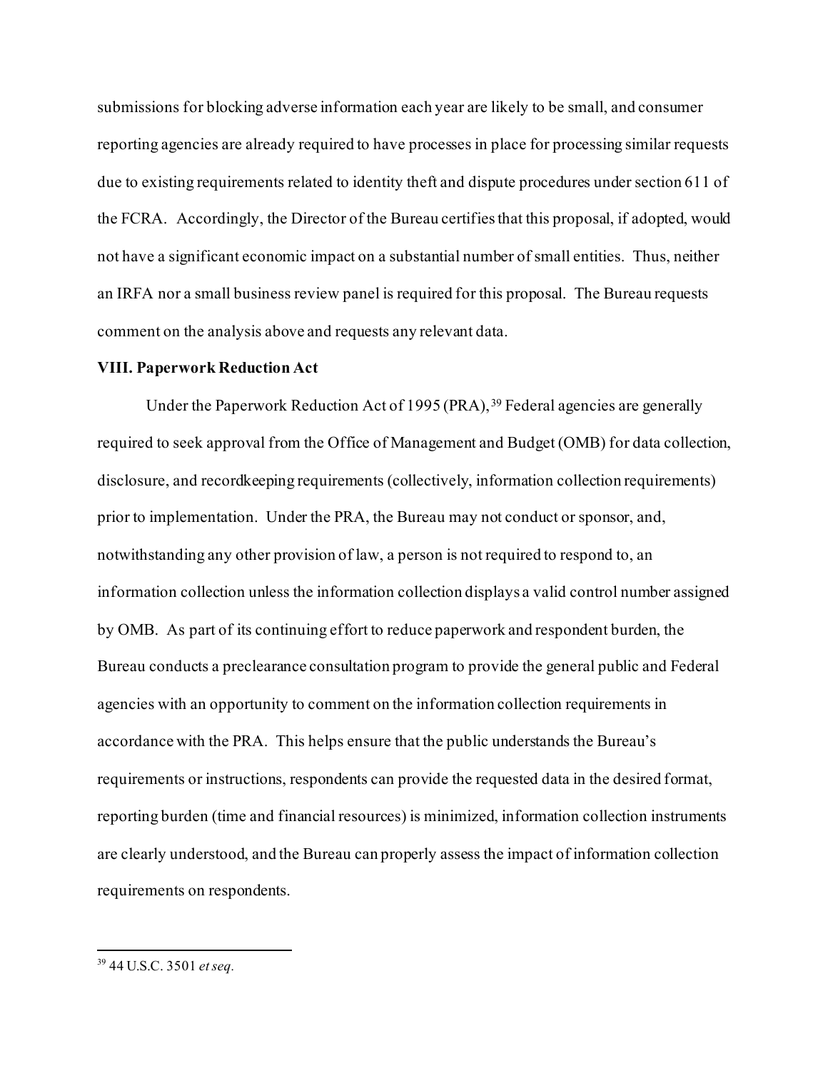submissions for blocking adverse information each year are likely to be small, and consumer reporting agencies are already required to have processes in place for processing similar requests due to existing requirements related to identity theft and dispute procedures under section 611 of the FCRA. Accordingly, the Director of the Bureau certifies that this proposal, if adopted, would not have a significant economic impact on a substantial number of small entities. Thus, neither an IRFA nor a small business review panel is required for this proposal. The Bureau requests comment on the analysis above and requests any relevant data.

### VIII. Paperwork Reduction Act

Under the Paperwork Reduction Act of 1995 (PRA),[39] Federal agencies are generally required to seek approval from the Office of Management and Budget (OMB) for data collection, disclosure, and recordkeeping requirements (collectively, information collection requirements) prior to implementation. Under the PRA, the Bureau may not conduct or sponsor, and, notwithstanding any other provision of law, a person is not required to respond to, an information collection unless the information collection displays a valid control number assigned by OMB. As part of its continuing effort to reduce paperwork and respondent burden, the Bureau conducts a preclearance consultation program to provide the general public and Federal agencies with an opportunity to comment on the information collection requirements in accordance with the PRA. This helps ensure that the public understands the Bureau's requirements or instructions, respondents can provide the requested data in the desired format, reporting burden (time and financial resources) is minimized, information collection instruments are clearly understood, and the Bureau can properly assess the impact of information collection requirements on respondents.

---

[39] 44 U.S.C. 3501 *et seq.*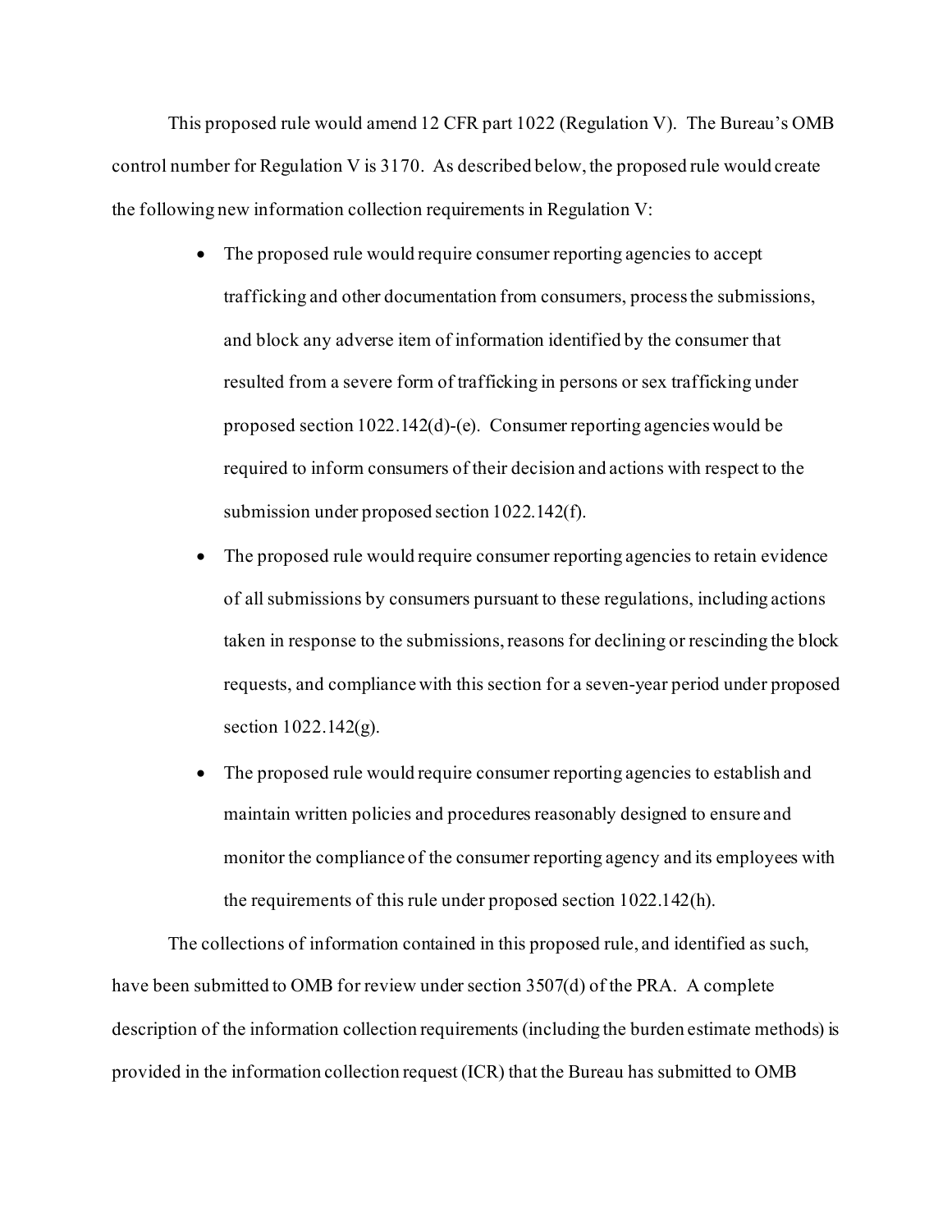This proposed rule would amend 12 CFR part 1022 (Regulation V). The Bureau's OMB control number for Regulation V is 3170. As described below, the proposed rule would create the following new information collection requirements in Regulation V:

- The proposed rule would require consumer reporting agencies to accept trafficking and other documentation from consumers, process the submissions, and block any adverse item of information identified by the consumer that resulted from a severe form of trafficking in persons or sex trafficking under proposed section 1022.142(d)-(e). Consumer reporting agencies would be required to inform consumers of their decision and actions with respect to the submission under proposed section 1022.142(f).
- The proposed rule would require consumer reporting agencies to retain evidence of all submissions by consumers pursuant to these regulations, including actions taken in response to the submissions, reasons for declining or rescinding the block requests, and compliance with this section for a seven-year period under proposed section 1022.142(g).
- The proposed rule would require consumer reporting agencies to establish and maintain written policies and procedures reasonably designed to ensure and monitor the compliance of the consumer reporting agency and its employees with the requirements of this rule under proposed section 1022.142(h).

The collections of information contained in this proposed rule, and identified as such, have been submitted to OMB for review under section 3507(d) of the PRA. A complete description of the information collection requirements (including the burden estimate methods) is provided in the information collection request (ICR) that the Bureau has submitted to OMB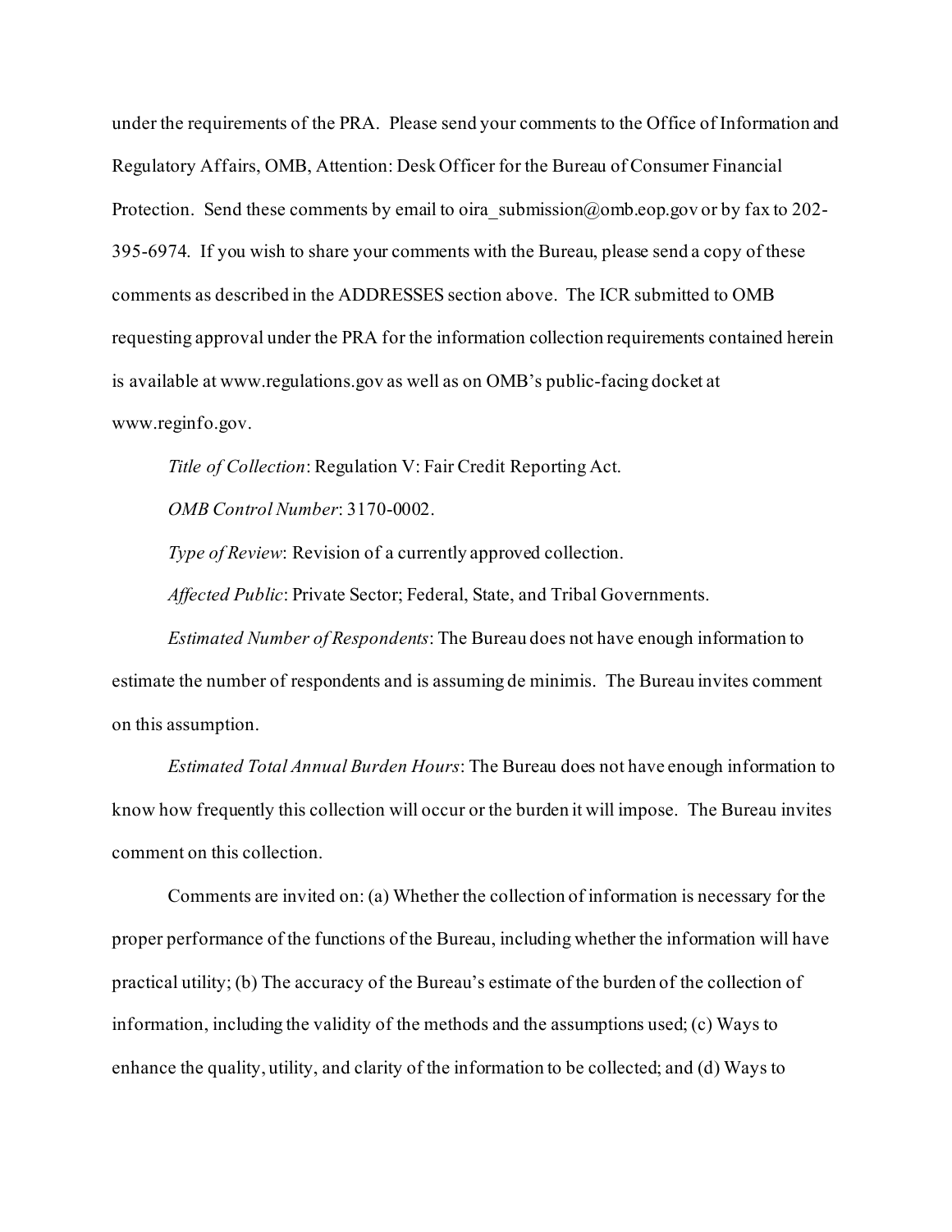under the requirements of the PRA. Please send your comments to the Office of Information and Regulatory Affairs, OMB, Attention: Desk Officer for the Bureau of Consumer Financial Protection. Send these comments by email to oira_submission@omb.eop.gov or by fax to 202-395-6974. If you wish to share your comments with the Bureau, please send a copy of these comments as described in the ADDRESSES section above. The ICR submitted to OMB requesting approval under the PRA for the information collection requirements contained herein is available at www.regulations.gov as well as on OMB's public-facing docket at www.reginfo.gov.

*Title of Collection*: Regulation V: Fair Credit Reporting Act.

*OMB Control Number*: 3170-0002.

*Type of Review*: Revision of a currently approved collection.

*Affected Public*: Private Sector; Federal, State, and Tribal Governments.

*Estimated Number of Respondents*: The Bureau does not have enough information to estimate the number of respondents and is assuming de minimis. The Bureau invites comment on this assumption.

*Estimated Total Annual Burden Hours*: The Bureau does not have enough information to know how frequently this collection will occur or the burden it will impose. The Bureau invites comment on this collection.

Comments are invited on: (a) Whether the collection of information is necessary for the proper performance of the functions of the Bureau, including whether the information will have practical utility; (b) The accuracy of the Bureau's estimate of the burden of the collection of information, including the validity of the methods and the assumptions used; (c) Ways to enhance the quality, utility, and clarity of the information to be collected; and (d) Ways to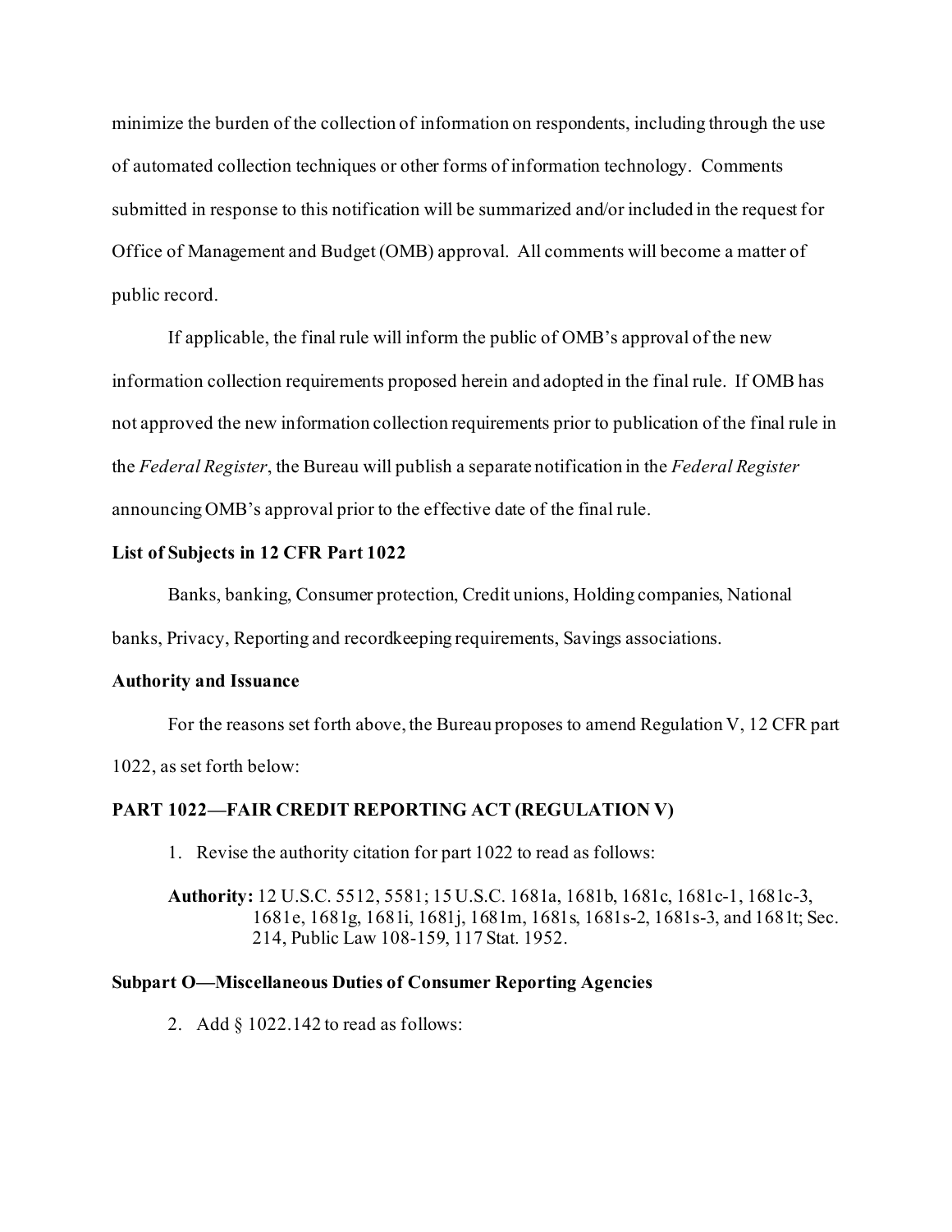minimize the burden of the collection of information on respondents, including through the use of automated collection techniques or other forms of information technology. Comments submitted in response to this notification will be summarized and/or included in the request for Office of Management and Budget (OMB) approval. All comments will become a matter of public record.

If applicable, the final rule will inform the public of OMB's approval of the new information collection requirements proposed herein and adopted in the final rule. If OMB has not approved the new information collection requirements prior to publication of the final rule in the *Federal Register*, the Bureau will publish a separate notification in the *Federal Register* announcing OMB's approval prior to the effective date of the final rule.

**List of Subjects in 12 CFR Part 1022**

Banks, banking, Consumer protection, Credit unions, Holding companies, National banks, Privacy, Reporting and recordkeeping requirements, Savings associations.

**Authority and Issuance**

For the reasons set forth above, the Bureau proposes to amend Regulation V, 12 CFR part 1022, as set forth below:

**PART 1022—FAIR CREDIT REPORTING ACT (REGULATION V)**

1. Revise the authority citation for part 1022 to read as follows:

**Authority:** 12 U.S.C. 5512, 5581; 15 U.S.C. 1681a, 1681b, 1681c, 1681c-1, 1681c-3, 1681e, 1681g, 1681i, 1681j, 1681m, 1681s, 1681s-2, 1681s-3, and 1681t; Sec. 214, Public Law 108-159, 117 Stat. 1952.

**Subpart O—Miscellaneous Duties of Consumer Reporting Agencies**

2. Add § 1022.142 to read as follows: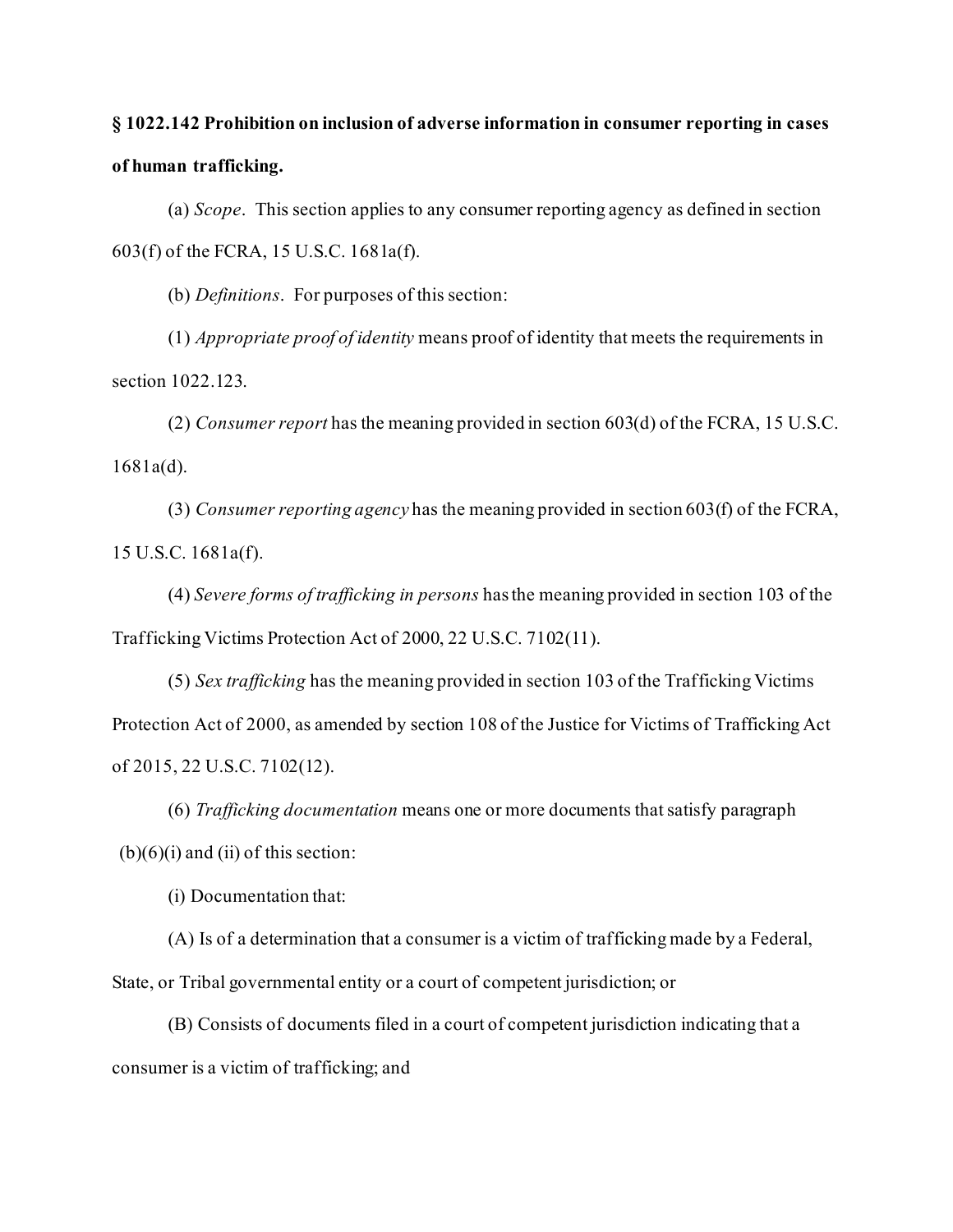**§ 1022.142 Prohibition on inclusion of adverse information in consumer reporting in cases of human trafficking.**

(a) *Scope*. This section applies to any consumer reporting agency as defined in section 603(f) of the FCRA, 15 U.S.C. 1681a(f).

(b) *Definitions*. For purposes of this section:

(1) *Appropriate proof of identity* means proof of identity that meets the requirements in section 1022.123.

(2) *Consumer report* has the meaning provided in section 603(d) of the FCRA, 15 U.S.C. 1681a(d).

(3) *Consumer reporting agency* has the meaning provided in section 603(f) of the FCRA, 15 U.S.C. 1681a(f).

(4) *Severe forms of trafficking in persons* has the meaning provided in section 103 of the Trafficking Victims Protection Act of 2000, 22 U.S.C. 7102(11).

(5) *Sex trafficking* has the meaning provided in section 103 of the Trafficking Victims Protection Act of 2000, as amended by section 108 of the Justice for Victims of Trafficking Act of 2015, 22 U.S.C. 7102(12).

(6) *Trafficking documentation* means one or more documents that satisfy paragraph (b)(6)(i) and (ii) of this section:

(i) Documentation that:

(A) Is of a determination that a consumer is a victim of trafficking made by a Federal, State, or Tribal governmental entity or a court of competent jurisdiction; or

(B) Consists of documents filed in a court of competent jurisdiction indicating that a consumer is a victim of trafficking; and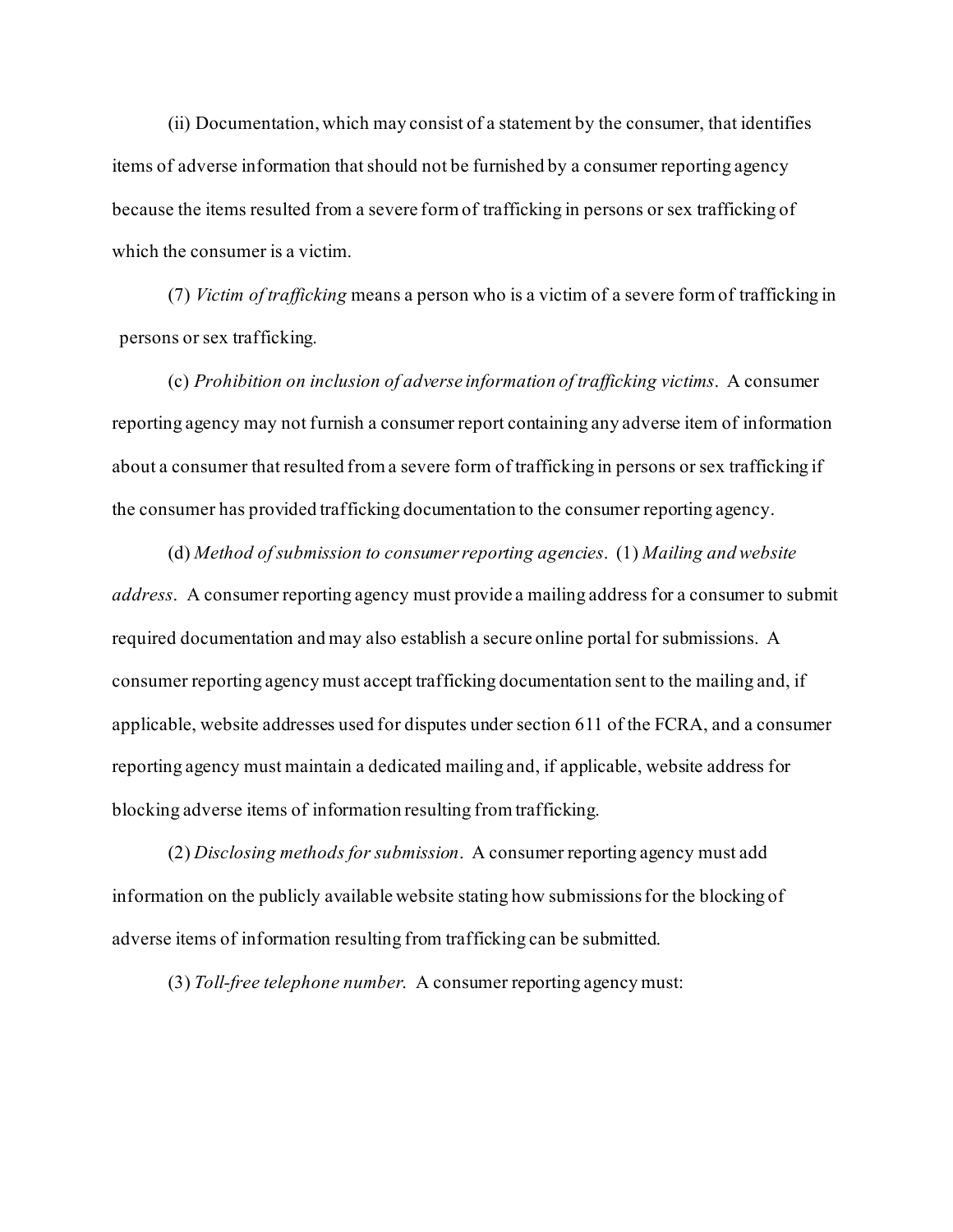(ii) Documentation, which may consist of a statement by the consumer, that identifies items of adverse information that should not be furnished by a consumer reporting agency because the items resulted from a severe form of trafficking in persons or sex trafficking of which the consumer is a victim.

(7) *Victim of trafficking* means a person who is a victim of a severe form of trafficking in persons or sex trafficking.

(c) *Prohibition on inclusion of adverse information of trafficking victims*. A consumer reporting agency may not furnish a consumer report containing any adverse item of information about a consumer that resulted from a severe form of trafficking in persons or sex trafficking if the consumer has provided trafficking documentation to the consumer reporting agency.

(d) *Method of submission to consumer reporting agencies*. (1) *Mailing and website address*. A consumer reporting agency must provide a mailing address for a consumer to submit required documentation and may also establish a secure online portal for submissions. A consumer reporting agency must accept trafficking documentation sent to the mailing and, if applicable, website addresses used for disputes under section 611 of the FCRA, and a consumer reporting agency must maintain a dedicated mailing and, if applicable, website address for blocking adverse items of information resulting from trafficking.

(2) *Disclosing methods for submission*. A consumer reporting agency must add information on the publicly available website stating how submissions for the blocking of adverse items of information resulting from trafficking can be submitted.

(3) *Toll-free telephone number*. A consumer reporting agency must: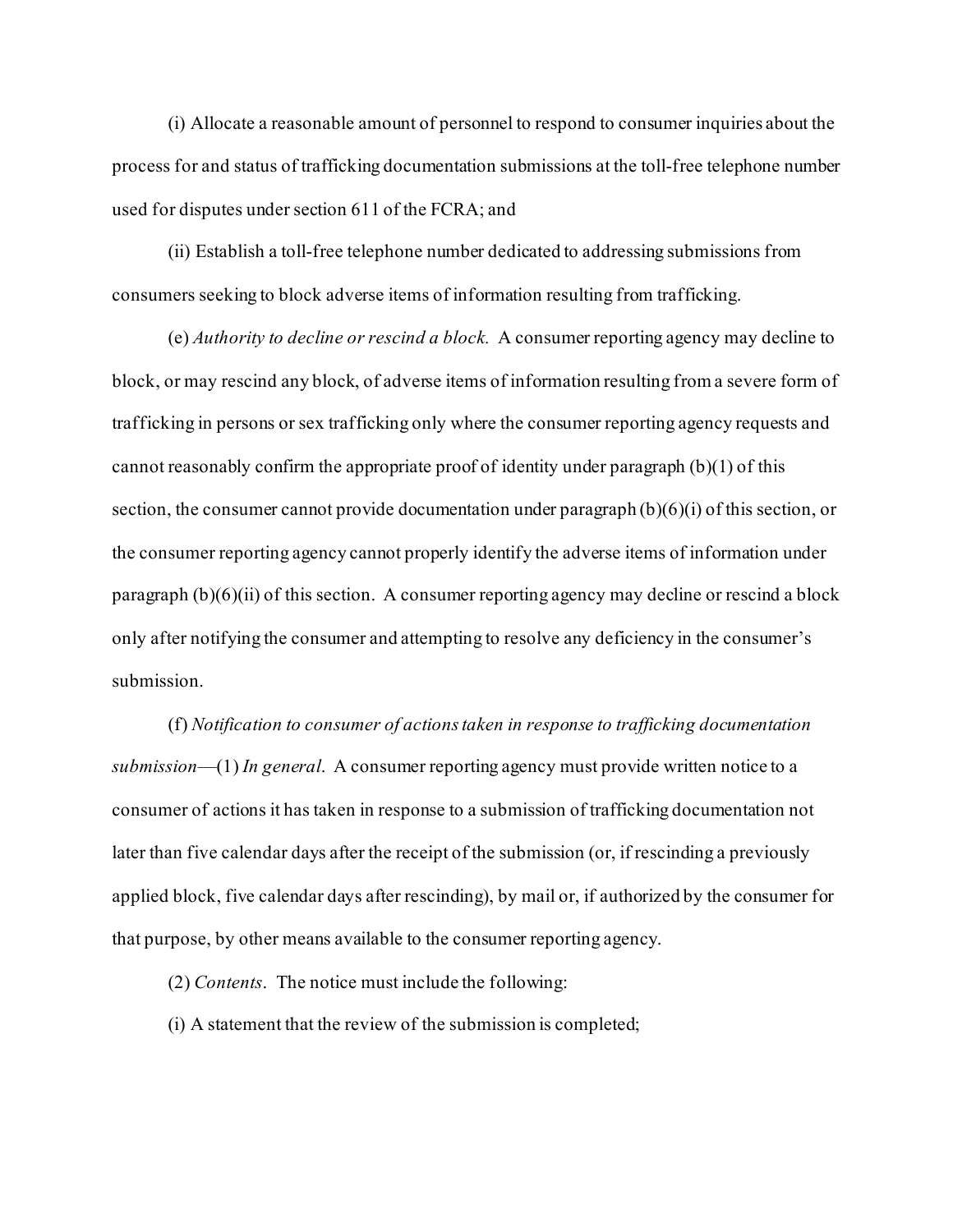(i) Allocate a reasonable amount of personnel to respond to consumer inquiries about the process for and status of trafficking documentation submissions at the toll-free telephone number used for disputes under section 611 of the FCRA; and

(ii) Establish a toll-free telephone number dedicated to addressing submissions from consumers seeking to block adverse items of information resulting from trafficking.

(e) *Authority to decline or rescind a block.* A consumer reporting agency may decline to block, or may rescind any block, of adverse items of information resulting from a severe form of trafficking in persons or sex trafficking only where the consumer reporting agency requests and cannot reasonably confirm the appropriate proof of identity under paragraph (b)(1) of this section, the consumer cannot provide documentation under paragraph (b)(6)(i) of this section, or the consumer reporting agency cannot properly identify the adverse items of information under paragraph (b)(6)(ii) of this section. A consumer reporting agency may decline or rescind a block only after notifying the consumer and attempting to resolve any deficiency in the consumer's submission.

(f) *Notification to consumer of actions taken in response to trafficking documentation submission*—(1) *In general*. A consumer reporting agency must provide written notice to a consumer of actions it has taken in response to a submission of trafficking documentation not later than five calendar days after the receipt of the submission (or, if rescinding a previously applied block, five calendar days after rescinding), by mail or, if authorized by the consumer for that purpose, by other means available to the consumer reporting agency.

(2) *Contents*. The notice must include the following:

(i) A statement that the review of the submission is completed;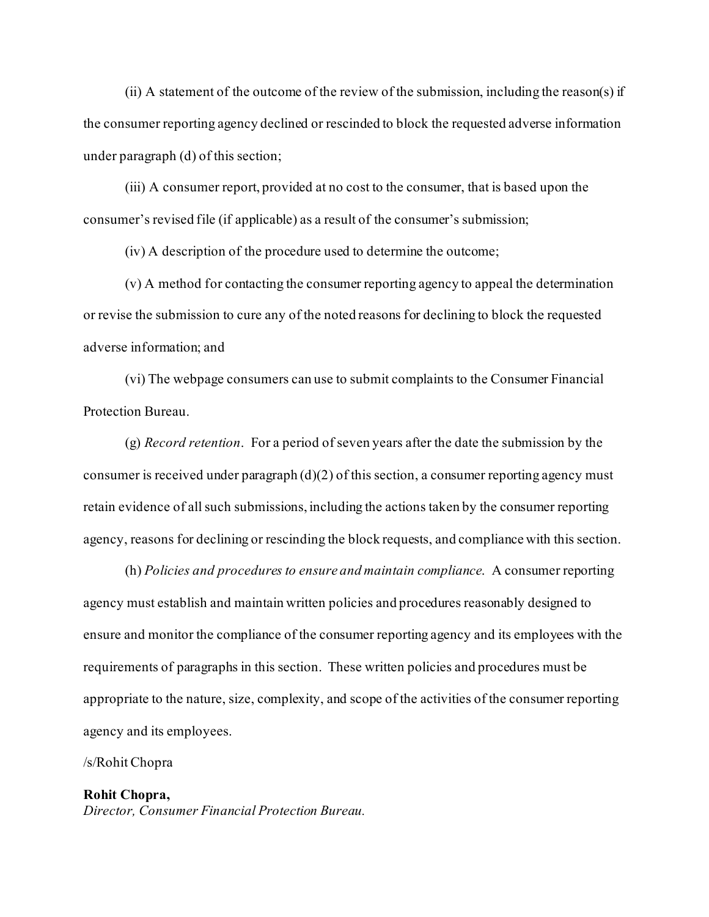(ii) A statement of the outcome of the review of the submission, including the reason(s) if the consumer reporting agency declined or rescinded to block the requested adverse information under paragraph (d) of this section;

(iii) A consumer report, provided at no cost to the consumer, that is based upon the consumer's revised file (if applicable) as a result of the consumer's submission;

(iv) A description of the procedure used to determine the outcome;

(v) A method for contacting the consumer reporting agency to appeal the determination or revise the submission to cure any of the noted reasons for declining to block the requested adverse information; and

(vi) The webpage consumers can use to submit complaints to the Consumer Financial Protection Bureau.

(g) *Record retention*. For a period of seven years after the date the submission by the consumer is received under paragraph (d)(2) of this section, a consumer reporting agency must retain evidence of all such submissions, including the actions taken by the consumer reporting agency, reasons for declining or rescinding the block requests, and compliance with this section.

(h) *Policies and procedures to ensure and maintain compliance*. A consumer reporting agency must establish and maintain written policies and procedures reasonably designed to ensure and monitor the compliance of the consumer reporting agency and its employees with the requirements of paragraphs in this section. These written policies and procedures must be appropriate to the nature, size, complexity, and scope of the activities of the consumer reporting agency and its employees.

/s/Rohit Chopra

**Rohit Chopra,**
*Director, Consumer Financial Protection Bureau.*